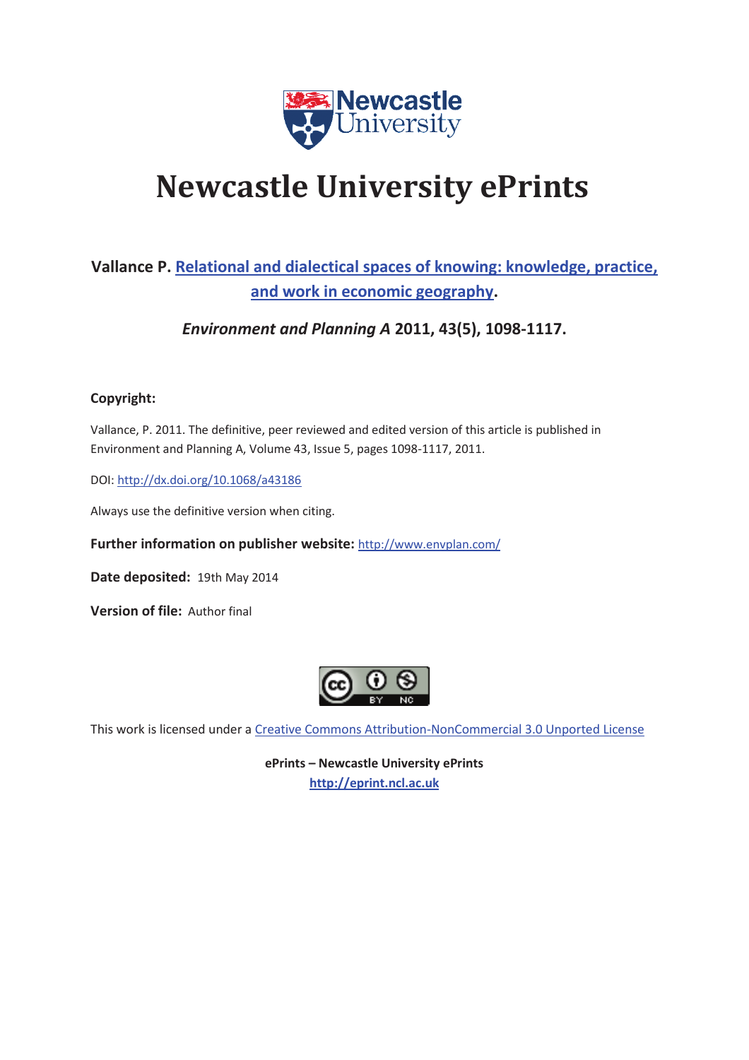# Newcastle University ePrints

**Vallance P. Relational and dialectical spaces of knowing: knowledge, practice, and work in economic geography.**

***Environment and Planning A*** **2011, 43(5), 1098-1117.**

**Copyright:**

Vallance, P. 2011. The definitive, peer reviewed and edited version of this article is published in Environment and Planning A, Volume 43, Issue 5, pages 1098-1117, 2011.

DOI: http://dx.doi.org/10.1068/a43186

Always use the definitive version when citing.

**Further information on publisher website:** http://www.envplan.com/

**Date deposited:** 19th May 2014

**Version of file:** Author final

This work is licensed under a Creative Commons Attribution-NonCommercial 3.0 Unported License

**ePrints – Newcastle University ePrints**
**http://eprint.ncl.ac.uk**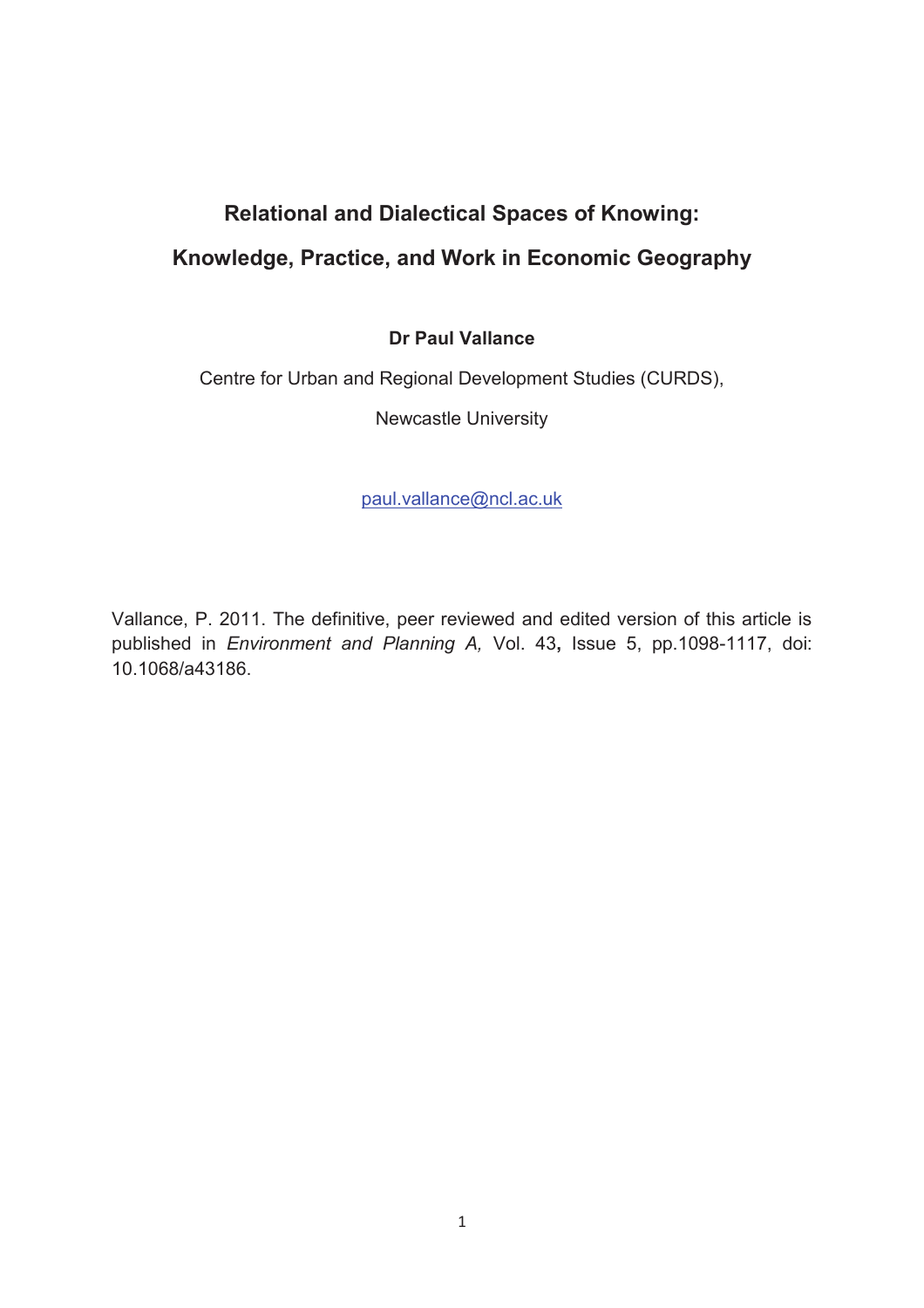# Relational and Dialectical Spaces of Knowing:

# Knowledge, Practice, and Work in Economic Geography

**Dr Paul Vallance**

Centre for Urban and Regional Development Studies (CURDS),

Newcastle University

paul.vallance@ncl.ac.uk

Vallance, P. 2011. The definitive, peer reviewed and edited version of this article is published in *Environment and Planning A,* Vol. 43**,** Issue 5, pp.1098-1117, doi: 10.1068/a43186.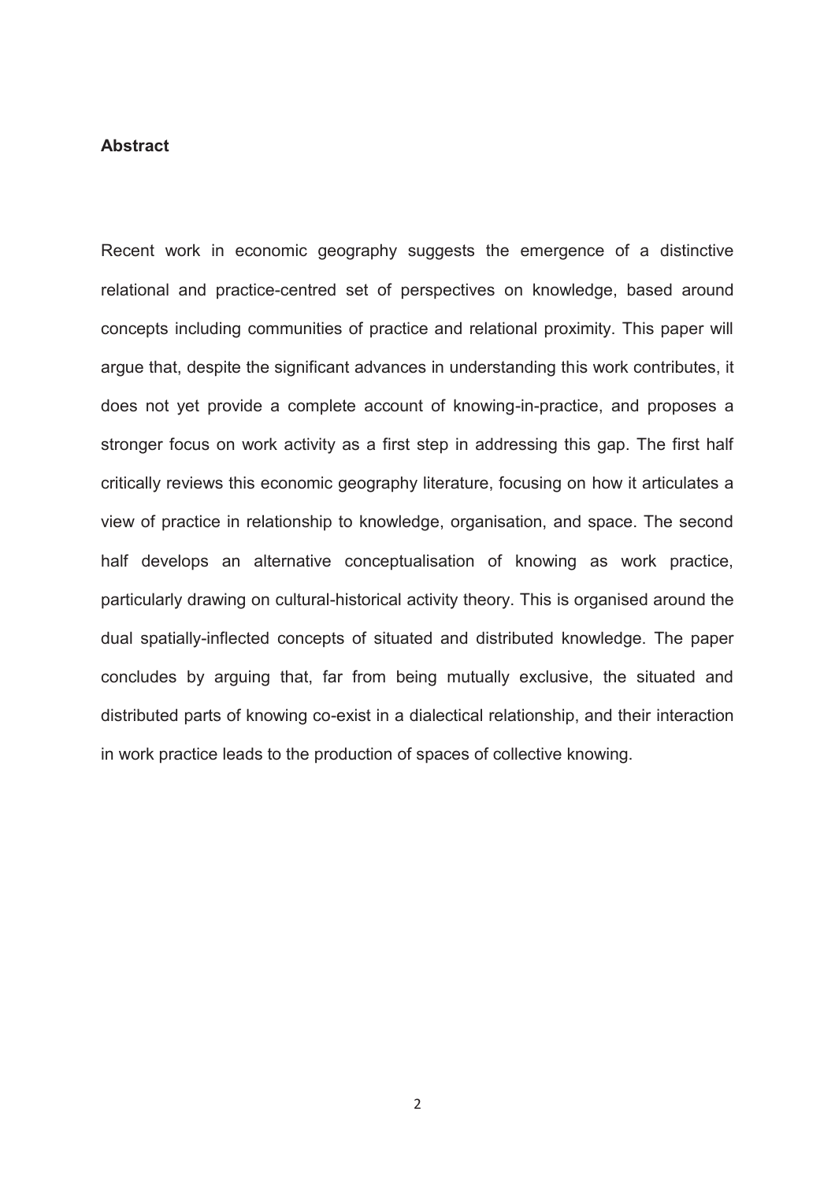**Abstract**

Recent work in economic geography suggests the emergence of a distinctive relational and practice-centred set of perspectives on knowledge, based around concepts including communities of practice and relational proximity. This paper will argue that, despite the significant advances in understanding this work contributes, it does not yet provide a complete account of knowing-in-practice, and proposes a stronger focus on work activity as a first step in addressing this gap. The first half critically reviews this economic geography literature, focusing on how it articulates a view of practice in relationship to knowledge, organisation, and space. The second half develops an alternative conceptualisation of knowing as work practice, particularly drawing on cultural-historical activity theory. This is organised around the dual spatially-inflected concepts of situated and distributed knowledge. The paper concludes by arguing that, far from being mutually exclusive, the situated and distributed parts of knowing co-exist in a dialectical relationship, and their interaction in work practice leads to the production of spaces of collective knowing.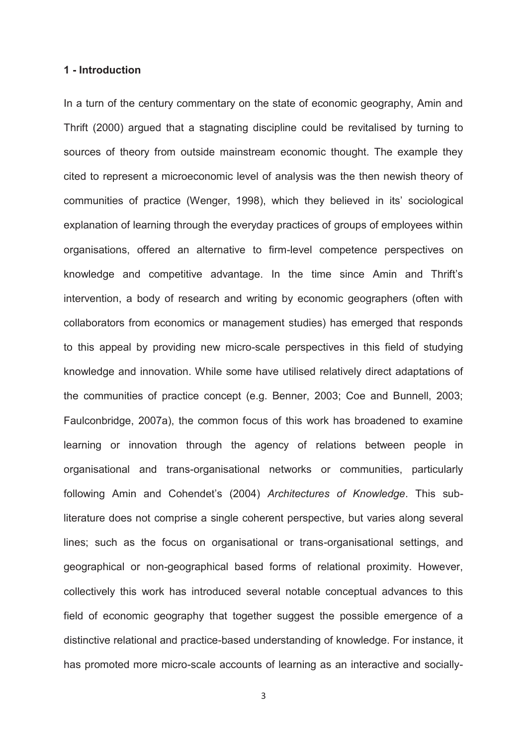## 1 - Introduction

In a turn of the century commentary on the state of economic geography, Amin and Thrift (2000) argued that a stagnating discipline could be revitalised by turning to sources of theory from outside mainstream economic thought. The example they cited to represent a microeconomic level of analysis was the then newish theory of communities of practice (Wenger, 1998), which they believed in its' sociological explanation of learning through the everyday practices of groups of employees within organisations, offered an alternative to firm-level competence perspectives on knowledge and competitive advantage. In the time since Amin and Thrift's intervention, a body of research and writing by economic geographers (often with collaborators from economics or management studies) has emerged that responds to this appeal by providing new micro-scale perspectives in this field of studying knowledge and innovation. While some have utilised relatively direct adaptations of the communities of practice concept (e.g. Benner, 2003; Coe and Bunnell, 2003; Faulconbridge, 2007a), the common focus of this work has broadened to examine learning or innovation through the agency of relations between people in organisational and trans-organisational networks or communities, particularly following Amin and Cohendet's (2004) *Architectures of Knowledge*. This sub-literature does not comprise a single coherent perspective, but varies along several lines; such as the focus on organisational or trans-organisational settings, and geographical or non-geographical based forms of relational proximity. However, collectively this work has introduced several notable conceptual advances to this field of economic geography that together suggest the possible emergence of a distinctive relational and practice-based understanding of knowledge. For instance, it has promoted more micro-scale accounts of learning as an interactive and socially-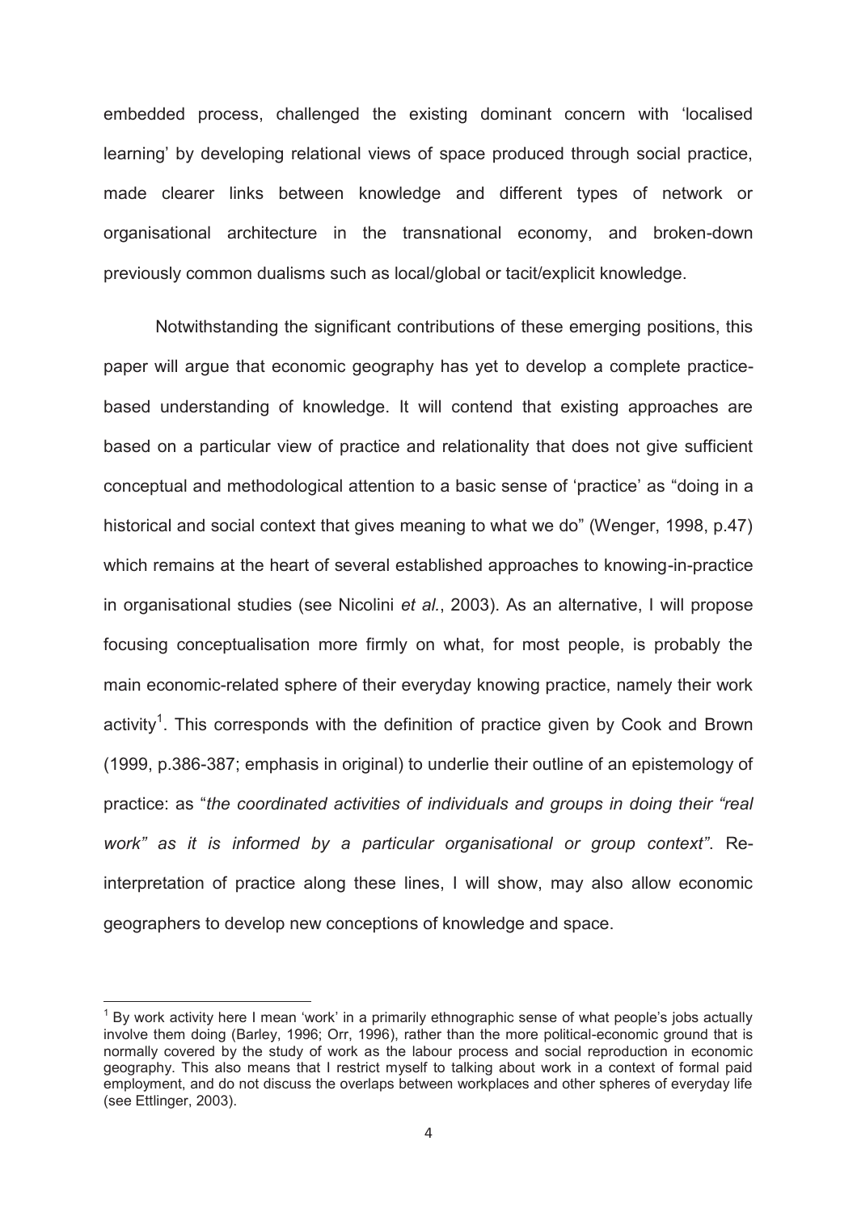embedded process, challenged the existing dominant concern with 'localised learning' by developing relational views of space produced through social practice, made clearer links between knowledge and different types of network or organisational architecture in the transnational economy, and broken-down previously common dualisms such as local/global or tacit/explicit knowledge.

Notwithstanding the significant contributions of these emerging positions, this paper will argue that economic geography has yet to develop a complete practice-based understanding of knowledge. It will contend that existing approaches are based on a particular view of practice and relationality that does not give sufficient conceptual and methodological attention to a basic sense of 'practice' as "doing in a historical and social context that gives meaning to what we do" (Wenger, 1998, p.47) which remains at the heart of several established approaches to knowing-in-practice in organisational studies (see Nicolini *et al.*, 2003). As an alternative, I will propose focusing conceptualisation more firmly on what, for most people, is probably the main economic-related sphere of their everyday knowing practice, namely their work activity[1]. This corresponds with the definition of practice given by Cook and Brown (1999, p.386-387; emphasis in original) to underlie their outline of an epistemology of practice: as "*the coordinated activities of individuals and groups in doing their "real work" as it is informed by a particular organisational or group context"*. Re-interpretation of practice along these lines, I will show, may also allow economic geographers to develop new conceptions of knowledge and space.

[1] By work activity here I mean 'work' in a primarily ethnographic sense of what people's jobs actually involve them doing (Barley, 1996; Orr, 1996), rather than the more political-economic ground that is normally covered by the study of work as the labour process and social reproduction in economic geography. This also means that I restrict myself to talking about work in a context of formal paid employment, and do not discuss the overlaps between workplaces and other spheres of everyday life (see Ettlinger, 2003).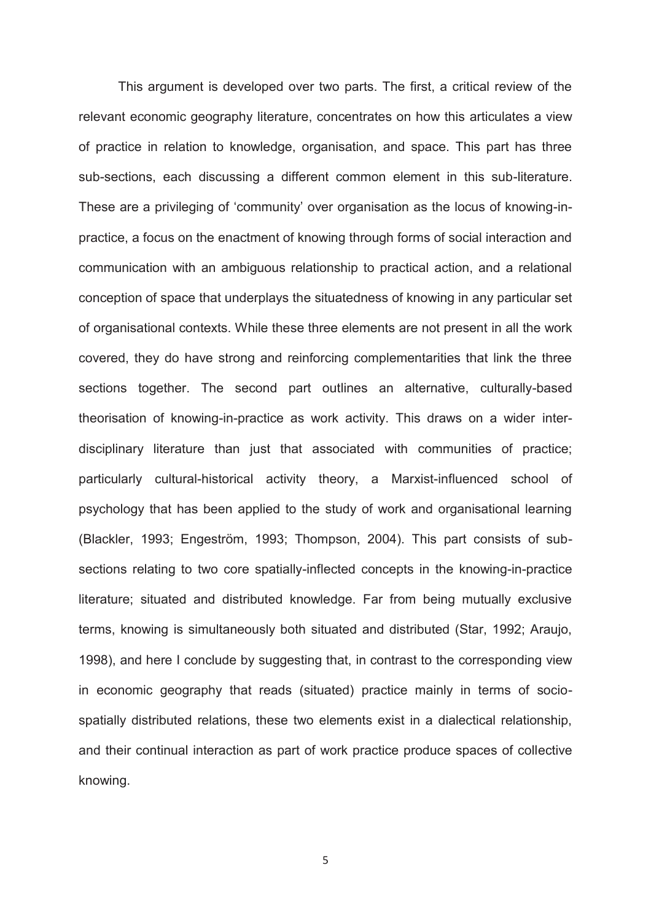This argument is developed over two parts. The first, a critical review of the relevant economic geography literature, concentrates on how this articulates a view of practice in relation to knowledge, organisation, and space. This part has three sub-sections, each discussing a different common element in this sub-literature. These are a privileging of 'community' over organisation as the locus of knowing-in-practice, a focus on the enactment of knowing through forms of social interaction and communication with an ambiguous relationship to practical action, and a relational conception of space that underplays the situatedness of knowing in any particular set of organisational contexts. While these three elements are not present in all the work covered, they do have strong and reinforcing complementarities that link the three sections together. The second part outlines an alternative, culturally-based theorisation of knowing-in-practice as work activity. This draws on a wider inter-disciplinary literature than just that associated with communities of practice; particularly cultural-historical activity theory, a Marxist-influenced school of psychology that has been applied to the study of work and organisational learning (Blackler, 1993; Engeström, 1993; Thompson, 2004). This part consists of sub-sections relating to two core spatially-inflected concepts in the knowing-in-practice literature; situated and distributed knowledge. Far from being mutually exclusive terms, knowing is simultaneously both situated and distributed (Star, 1992; Araujo, 1998), and here I conclude by suggesting that, in contrast to the corresponding view in economic geography that reads (situated) practice mainly in terms of socio-spatially distributed relations, these two elements exist in a dialectical relationship, and their continual interaction as part of work practice produce spaces of collective knowing.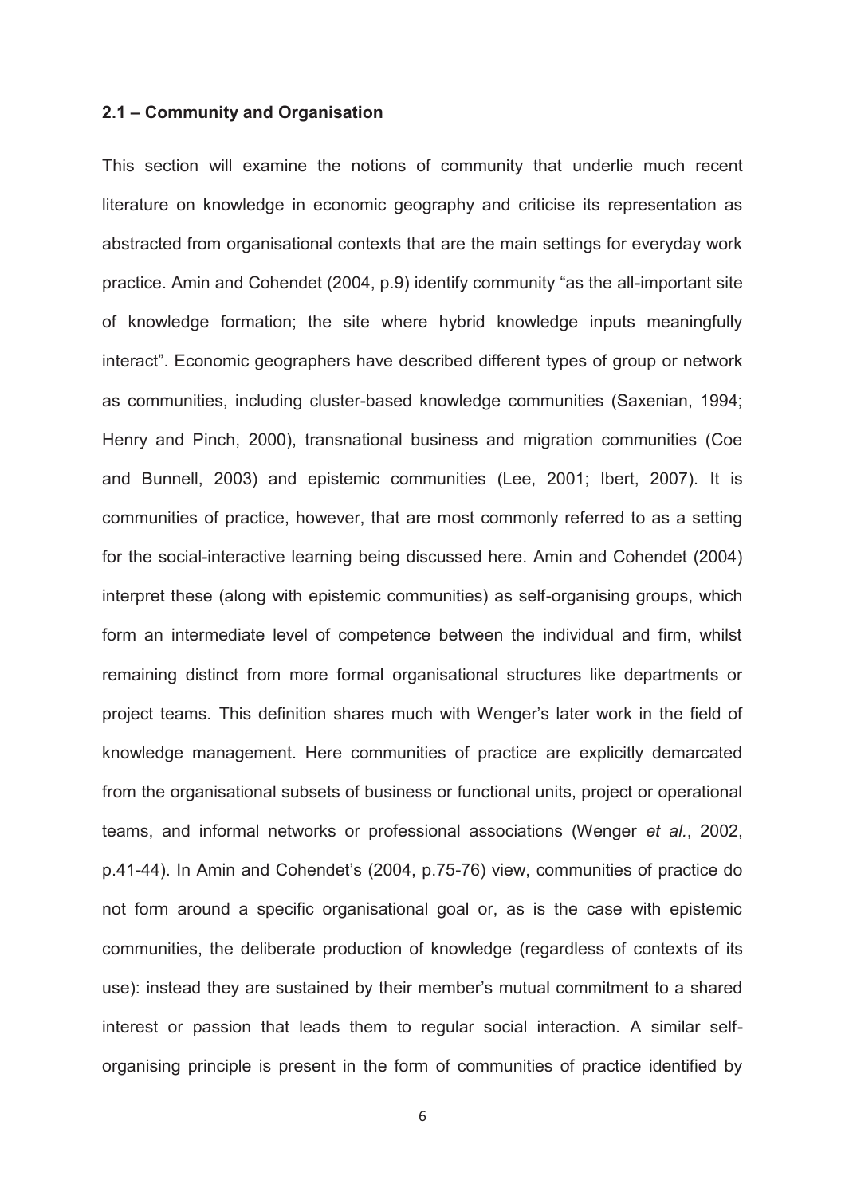### 2.1 – Community and Organisation

This section will examine the notions of community that underlie much recent literature on knowledge in economic geography and criticise its representation as abstracted from organisational contexts that are the main settings for everyday work practice. Amin and Cohendet (2004, p.9) identify community "as the all-important site of knowledge formation; the site where hybrid knowledge inputs meaningfully interact". Economic geographers have described different types of group or network as communities, including cluster-based knowledge communities (Saxenian, 1994; Henry and Pinch, 2000), transnational business and migration communities (Coe and Bunnell, 2003) and epistemic communities (Lee, 2001; Ibert, 2007). It is communities of practice, however, that are most commonly referred to as a setting for the social-interactive learning being discussed here. Amin and Cohendet (2004) interpret these (along with epistemic communities) as self-organising groups, which form an intermediate level of competence between the individual and firm, whilst remaining distinct from more formal organisational structures like departments or project teams. This definition shares much with Wenger's later work in the field of knowledge management. Here communities of practice are explicitly demarcated from the organisational subsets of business or functional units, project or operational teams, and informal networks or professional associations (Wenger *et al.*, 2002, p.41-44). In Amin and Cohendet's (2004, p.75-76) view, communities of practice do not form around a specific organisational goal or, as is the case with epistemic communities, the deliberate production of knowledge (regardless of contexts of its use): instead they are sustained by their member's mutual commitment to a shared interest or passion that leads them to regular social interaction. A similar self-organising principle is present in the form of communities of practice identified by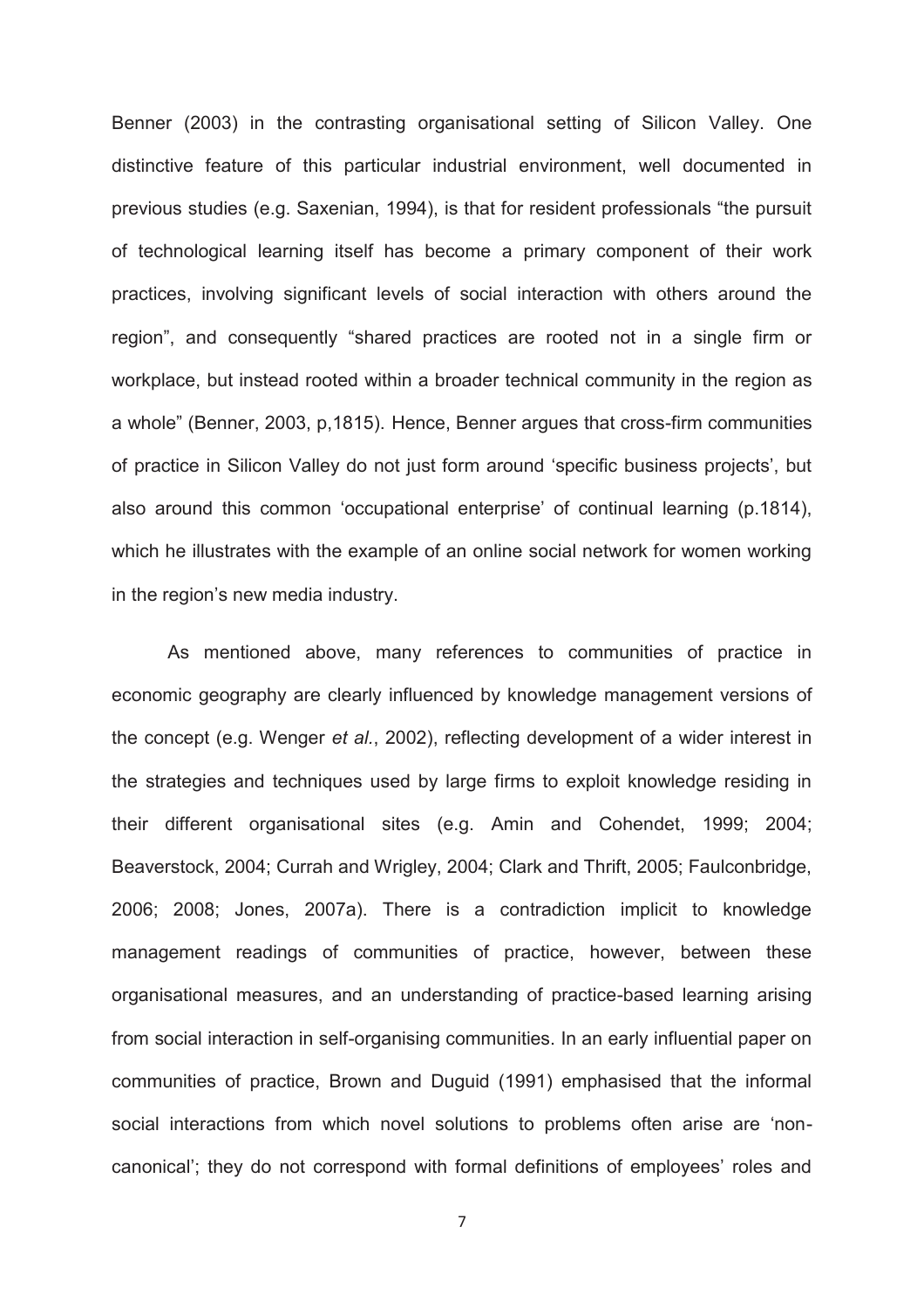Benner (2003) in the contrasting organisational setting of Silicon Valley. One distinctive feature of this particular industrial environment, well documented in previous studies (e.g. Saxenian, 1994), is that for resident professionals "the pursuit of technological learning itself has become a primary component of their work practices, involving significant levels of social interaction with others around the region", and consequently "shared practices are rooted not in a single firm or workplace, but instead rooted within a broader technical community in the region as a whole" (Benner, 2003, p,1815). Hence, Benner argues that cross-firm communities of practice in Silicon Valley do not just form around 'specific business projects', but also around this common 'occupational enterprise' of continual learning (p.1814), which he illustrates with the example of an online social network for women working in the region's new media industry.

As mentioned above, many references to communities of practice in economic geography are clearly influenced by knowledge management versions of the concept (e.g. Wenger *et al.*, 2002), reflecting development of a wider interest in the strategies and techniques used by large firms to exploit knowledge residing in their different organisational sites (e.g. Amin and Cohendet, 1999; 2004; Beaverstock, 2004; Currah and Wrigley, 2004; Clark and Thrift, 2005; Faulconbridge, 2006; 2008; Jones, 2007a). There is a contradiction implicit to knowledge management readings of communities of practice, however, between these organisational measures, and an understanding of practice-based learning arising from social interaction in self-organising communities. In an early influential paper on communities of practice, Brown and Duguid (1991) emphasised that the informal social interactions from which novel solutions to problems often arise are 'non-canonical'; they do not correspond with formal definitions of employees' roles and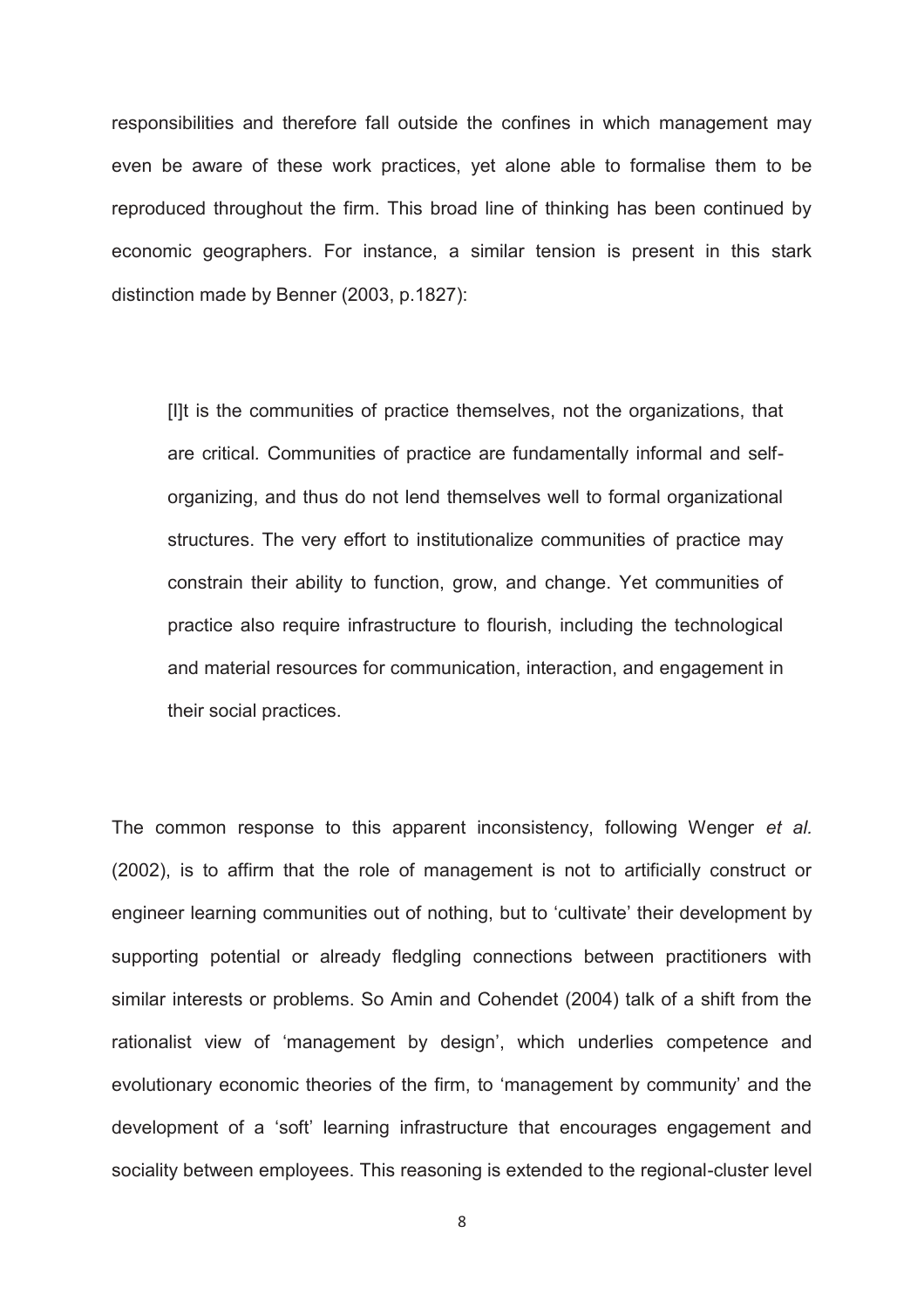responsibilities and therefore fall outside the confines in which management may even be aware of these work practices, yet alone able to formalise them to be reproduced throughout the firm. This broad line of thinking has been continued by economic geographers. For instance, a similar tension is present in this stark distinction made by Benner (2003, p.1827):

> [I]t is the communities of practice themselves, not the organizations, that are critical. Communities of practice are fundamentally informal and self-organizing, and thus do not lend themselves well to formal organizational structures. The very effort to institutionalize communities of practice may constrain their ability to function, grow, and change. Yet communities of practice also require infrastructure to flourish, including the technological and material resources for communication, interaction, and engagement in their social practices.

The common response to this apparent inconsistency, following Wenger *et al.* (2002), is to affirm that the role of management is not to artificially construct or engineer learning communities out of nothing, but to 'cultivate' their development by supporting potential or already fledgling connections between practitioners with similar interests or problems. So Amin and Cohendet (2004) talk of a shift from the rationalist view of 'management by design', which underlies competence and evolutionary economic theories of the firm, to 'management by community' and the development of a 'soft' learning infrastructure that encourages engagement and sociality between employees. This reasoning is extended to the regional-cluster level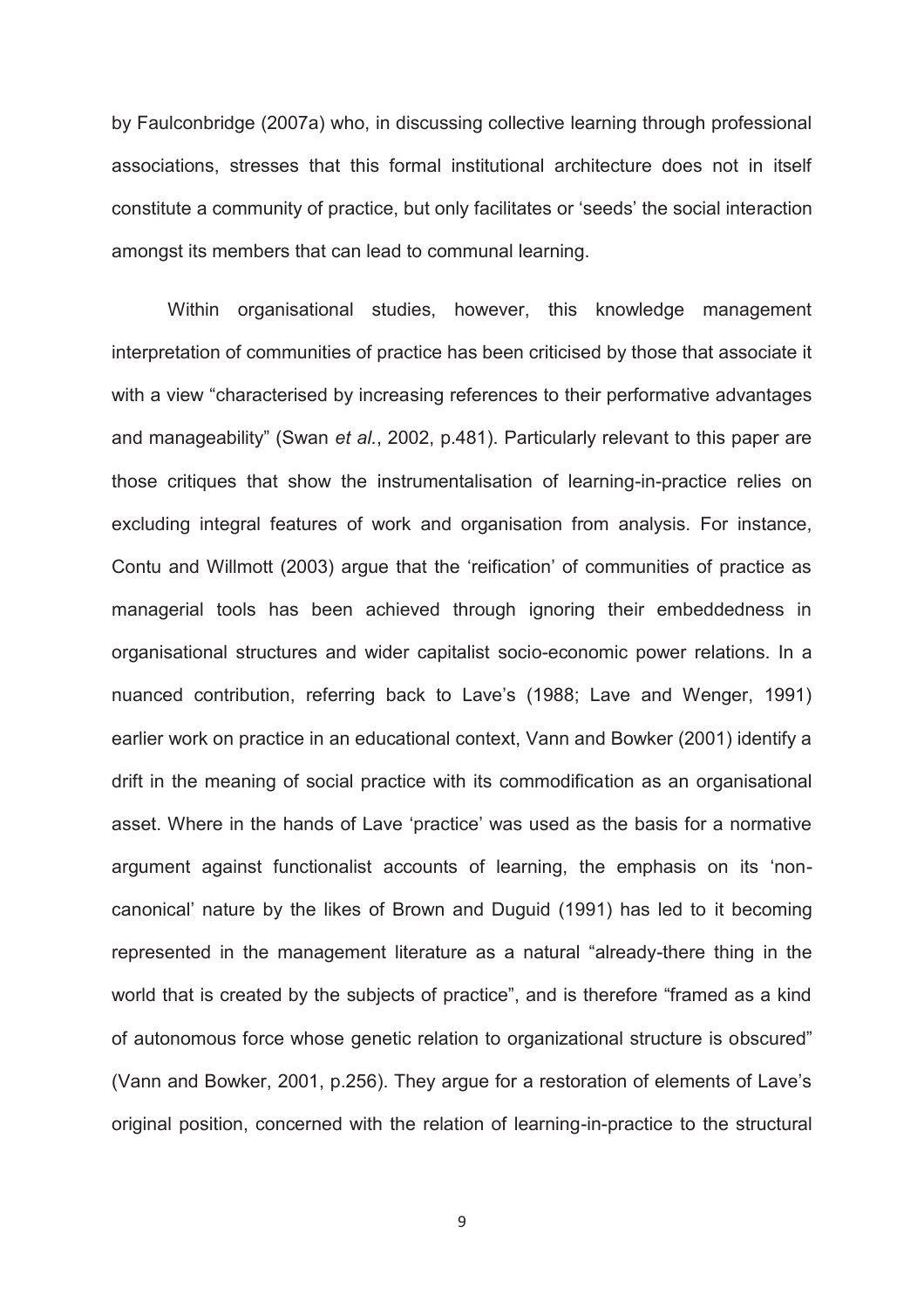by Faulconbridge (2007a) who, in discussing collective learning through professional associations, stresses that this formal institutional architecture does not in itself constitute a community of practice, but only facilitates or 'seeds' the social interaction amongst its members that can lead to communal learning.

Within organisational studies, however, this knowledge management interpretation of communities of practice has been criticised by those that associate it with a view "characterised by increasing references to their performative advantages and manageability" (Swan *et al.*, 2002, p.481). Particularly relevant to this paper are those critiques that show the instrumentalisation of learning-in-practice relies on excluding integral features of work and organisation from analysis. For instance, Contu and Willmott (2003) argue that the 'reification' of communities of practice as managerial tools has been achieved through ignoring their embeddedness in organisational structures and wider capitalist socio-economic power relations. In a nuanced contribution, referring back to Lave's (1988; Lave and Wenger, 1991) earlier work on practice in an educational context, Vann and Bowker (2001) identify a drift in the meaning of social practice with its commodification as an organisational asset. Where in the hands of Lave 'practice' was used as the basis for a normative argument against functionalist accounts of learning, the emphasis on its 'non-canonical' nature by the likes of Brown and Duguid (1991) has led to it becoming represented in the management literature as a natural "already-there thing in the world that is created by the subjects of practice", and is therefore "framed as a kind of autonomous force whose genetic relation to organizational structure is obscured" (Vann and Bowker, 2001, p.256). They argue for a restoration of elements of Lave's original position, concerned with the relation of learning-in-practice to the structural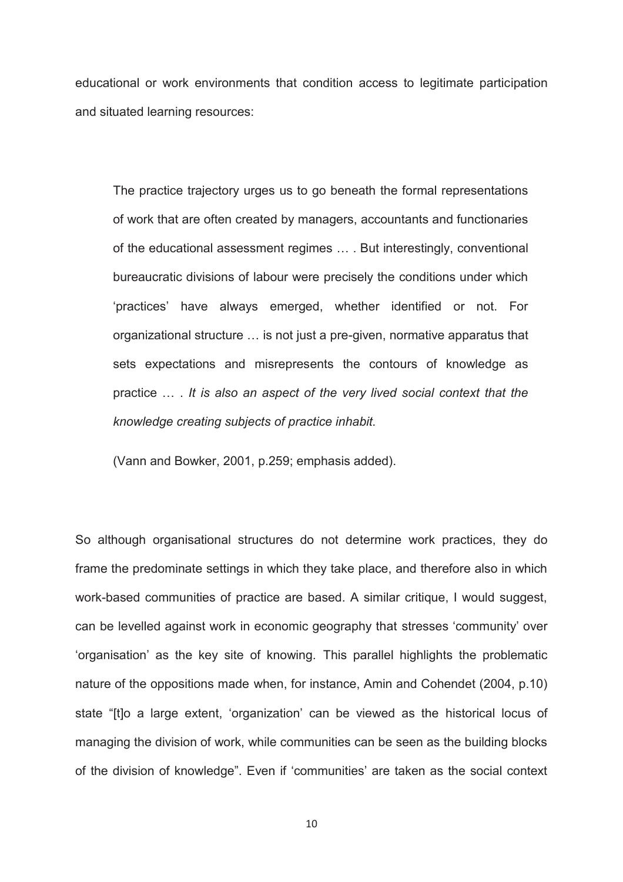educational or work environments that condition access to legitimate participation and situated learning resources:

> The practice trajectory urges us to go beneath the formal representations of work that are often created by managers, accountants and functionaries of the educational assessment regimes … . But interestingly, conventional bureaucratic divisions of labour were precisely the conditions under which 'practices' have always emerged, whether identified or not. For organizational structure … is not just a pre-given, normative apparatus that sets expectations and misrepresents the contours of knowledge as practice … . *It is also an aspect of the very lived social context that the knowledge creating subjects of practice inhabit.*
>
> (Vann and Bowker, 2001, p.259; emphasis added).

So although organisational structures do not determine work practices, they do frame the predominate settings in which they take place, and therefore also in which work-based communities of practice are based. A similar critique, I would suggest, can be levelled against work in economic geography that stresses 'community' over 'organisation' as the key site of knowing. This parallel highlights the problematic nature of the oppositions made when, for instance, Amin and Cohendet (2004, p.10) state "[t]o a large extent, 'organization' can be viewed as the historical locus of managing the division of work, while communities can be seen as the building blocks of the division of knowledge". Even if 'communities' are taken as the social context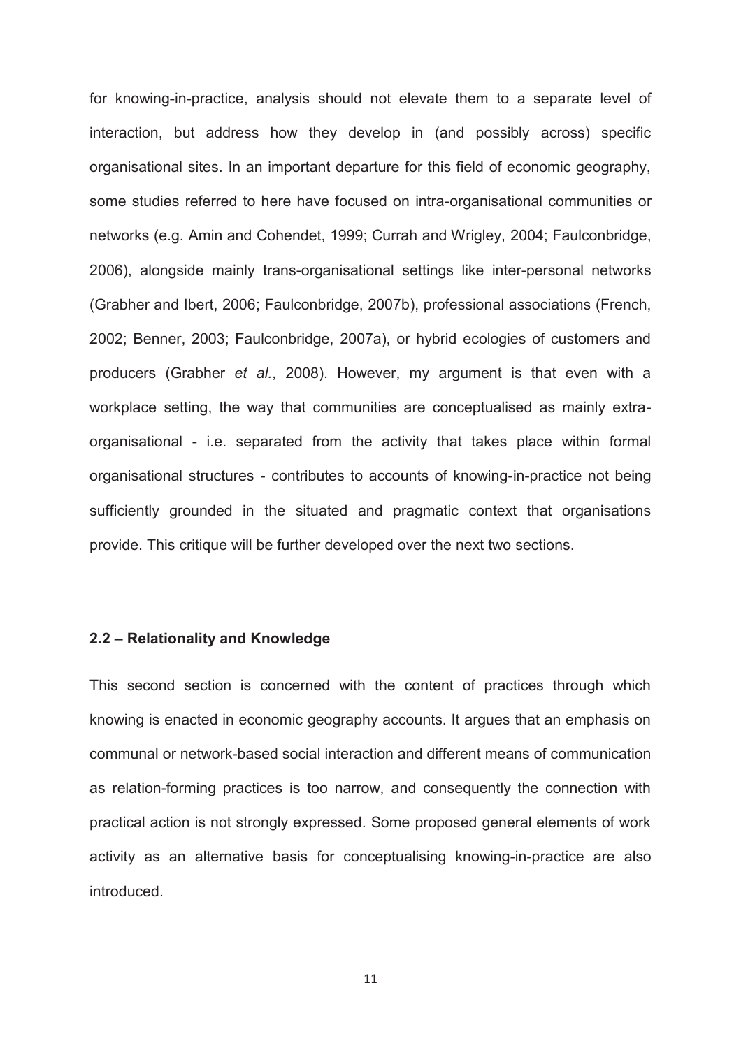for knowing-in-practice, analysis should not elevate them to a separate level of interaction, but address how they develop in (and possibly across) specific organisational sites. In an important departure for this field of economic geography, some studies referred to here have focused on intra-organisational communities or networks (e.g. Amin and Cohendet, 1999; Currah and Wrigley, 2004; Faulconbridge, 2006), alongside mainly trans-organisational settings like inter-personal networks (Grabher and Ibert, 2006; Faulconbridge, 2007b), professional associations (French, 2002; Benner, 2003; Faulconbridge, 2007a), or hybrid ecologies of customers and producers (Grabher *et al.*, 2008). However, my argument is that even with a workplace setting, the way that communities are conceptualised as mainly extra-organisational - i.e. separated from the activity that takes place within formal organisational structures - contributes to accounts of knowing-in-practice not being sufficiently grounded in the situated and pragmatic context that organisations provide. This critique will be further developed over the next two sections.

### 2.2 – Relationality and Knowledge

This second section is concerned with the content of practices through which knowing is enacted in economic geography accounts. It argues that an emphasis on communal or network-based social interaction and different means of communication as relation-forming practices is too narrow, and consequently the connection with practical action is not strongly expressed. Some proposed general elements of work activity as an alternative basis for conceptualising knowing-in-practice are also introduced.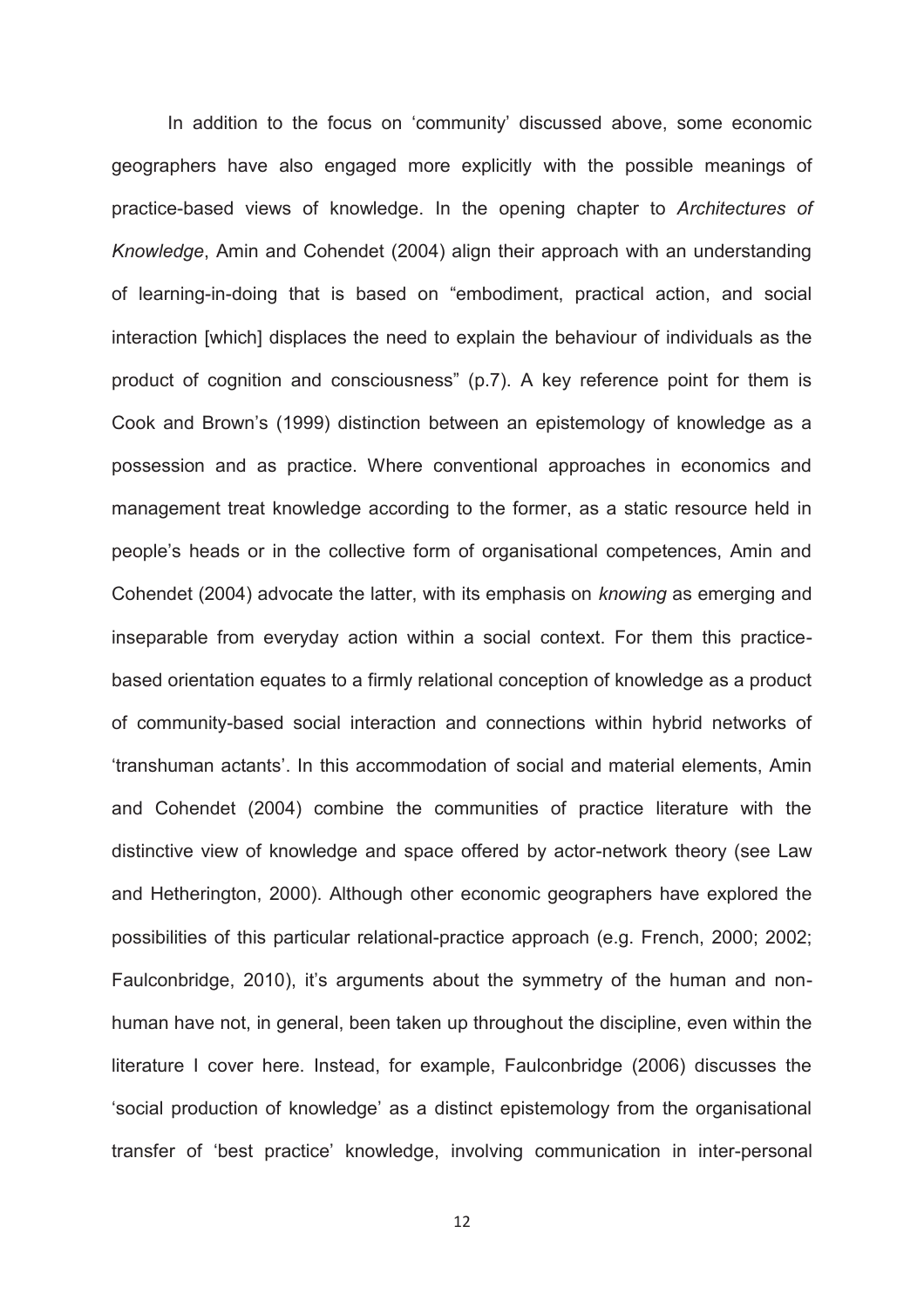In addition to the focus on 'community' discussed above, some economic geographers have also engaged more explicitly with the possible meanings of practice-based views of knowledge. In the opening chapter to *Architectures of Knowledge*, Amin and Cohendet (2004) align their approach with an understanding of learning-in-doing that is based on "embodiment, practical action, and social interaction [which] displaces the need to explain the behaviour of individuals as the product of cognition and consciousness" (p.7). A key reference point for them is Cook and Brown's (1999) distinction between an epistemology of knowledge as a possession and as practice. Where conventional approaches in economics and management treat knowledge according to the former, as a static resource held in people's heads or in the collective form of organisational competences, Amin and Cohendet (2004) advocate the latter, with its emphasis on *knowing* as emerging and inseparable from everyday action within a social context. For them this practice-based orientation equates to a firmly relational conception of knowledge as a product of community-based social interaction and connections within hybrid networks of 'transhuman actants'. In this accommodation of social and material elements, Amin and Cohendet (2004) combine the communities of practice literature with the distinctive view of knowledge and space offered by actor-network theory (see Law and Hetherington, 2000). Although other economic geographers have explored the possibilities of this particular relational-practice approach (e.g. French, 2000; 2002; Faulconbridge, 2010), it's arguments about the symmetry of the human and non-human have not, in general, been taken up throughout the discipline, even within the literature I cover here. Instead, for example, Faulconbridge (2006) discusses the 'social production of knowledge' as a distinct epistemology from the organisational transfer of 'best practice' knowledge, involving communication in inter-personal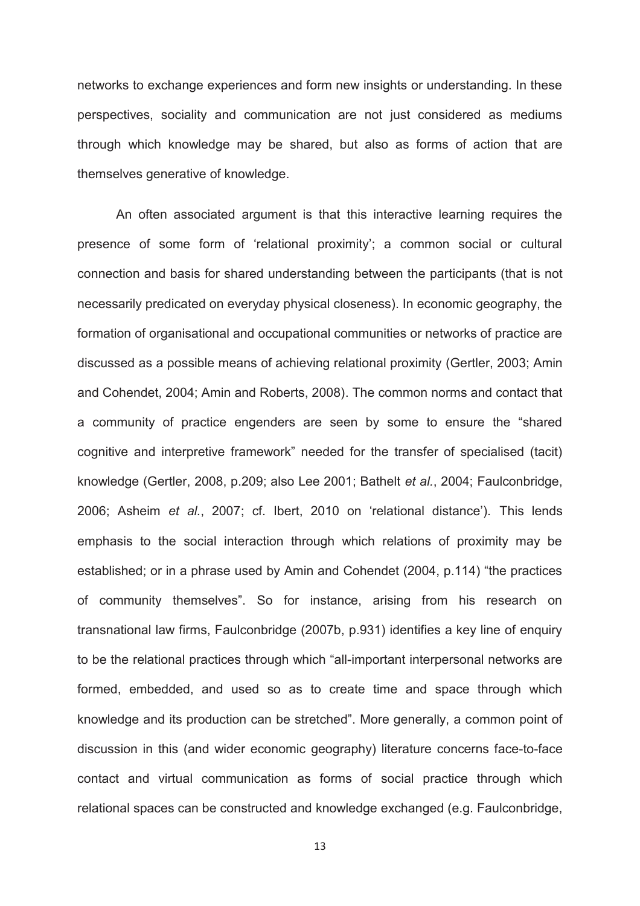networks to exchange experiences and form new insights or understanding. In these perspectives, sociality and communication are not just considered as mediums through which knowledge may be shared, but also as forms of action that are themselves generative of knowledge.

An often associated argument is that this interactive learning requires the presence of some form of 'relational proximity'; a common social or cultural connection and basis for shared understanding between the participants (that is not necessarily predicated on everyday physical closeness). In economic geography, the formation of organisational and occupational communities or networks of practice are discussed as a possible means of achieving relational proximity (Gertler, 2003; Amin and Cohendet, 2004; Amin and Roberts, 2008). The common norms and contact that a community of practice engenders are seen by some to ensure the "shared cognitive and interpretive framework" needed for the transfer of specialised (tacit) knowledge (Gertler, 2008, p.209; also Lee 2001; Bathelt *et al.*, 2004; Faulconbridge, 2006; Asheim *et al.*, 2007; cf. Ibert, 2010 on 'relational distance'). This lends emphasis to the social interaction through which relations of proximity may be established; or in a phrase used by Amin and Cohendet (2004, p.114) "the practices of community themselves". So for instance, arising from his research on transnational law firms, Faulconbridge (2007b, p.931) identifies a key line of enquiry to be the relational practices through which "all-important interpersonal networks are formed, embedded, and used so as to create time and space through which knowledge and its production can be stretched". More generally, a common point of discussion in this (and wider economic geography) literature concerns face-to-face contact and virtual communication as forms of social practice through which relational spaces can be constructed and knowledge exchanged (e.g. Faulconbridge,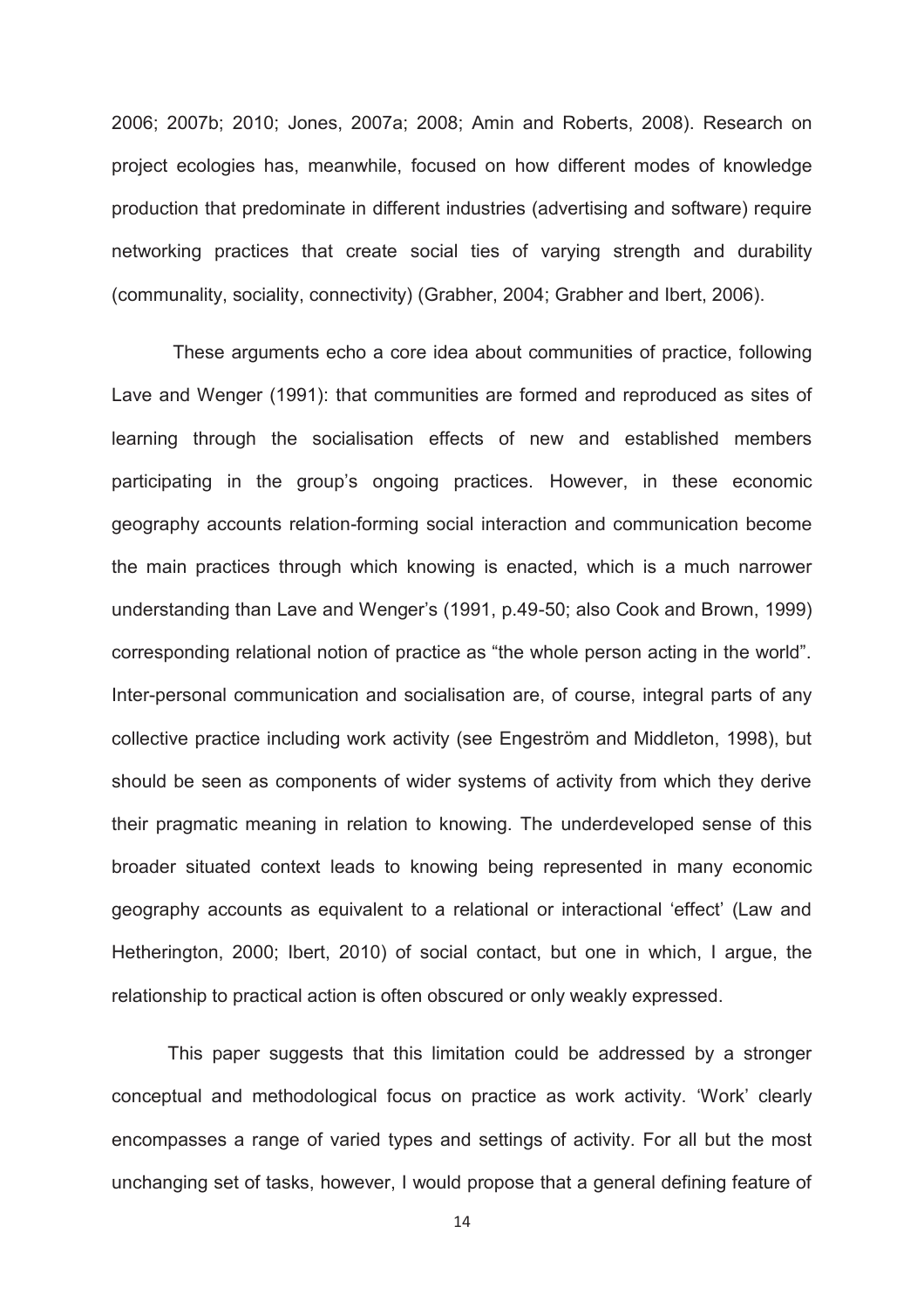2006; 2007b; 2010; Jones, 2007a; 2008; Amin and Roberts, 2008). Research on project ecologies has, meanwhile, focused on how different modes of knowledge production that predominate in different industries (advertising and software) require networking practices that create social ties of varying strength and durability (communality, sociality, connectivity) (Grabher, 2004; Grabher and Ibert, 2006).

These arguments echo a core idea about communities of practice, following Lave and Wenger (1991): that communities are formed and reproduced as sites of learning through the socialisation effects of new and established members participating in the group's ongoing practices. However, in these economic geography accounts relation-forming social interaction and communication become the main practices through which knowing is enacted, which is a much narrower understanding than Lave and Wenger's (1991, p.49-50; also Cook and Brown, 1999) corresponding relational notion of practice as "the whole person acting in the world". Inter-personal communication and socialisation are, of course, integral parts of any collective practice including work activity (see Engeström and Middleton, 1998), but should be seen as components of wider systems of activity from which they derive their pragmatic meaning in relation to knowing. The underdeveloped sense of this broader situated context leads to knowing being represented in many economic geography accounts as equivalent to a relational or interactional 'effect' (Law and Hetherington, 2000; Ibert, 2010) of social contact, but one in which, I argue, the relationship to practical action is often obscured or only weakly expressed.

This paper suggests that this limitation could be addressed by a stronger conceptual and methodological focus on practice as work activity. 'Work' clearly encompasses a range of varied types and settings of activity. For all but the most unchanging set of tasks, however, I would propose that a general defining feature of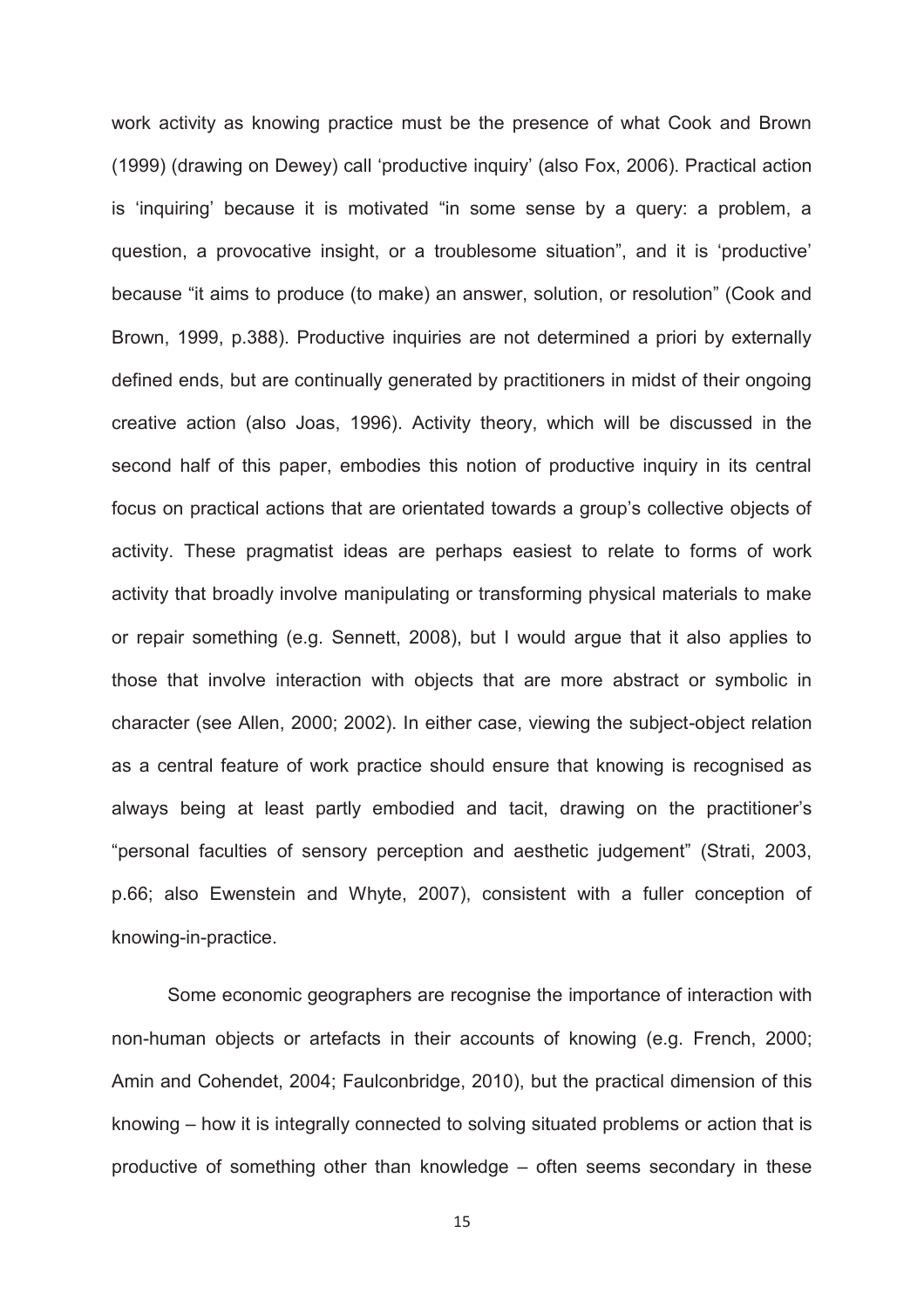work activity as knowing practice must be the presence of what Cook and Brown (1999) (drawing on Dewey) call 'productive inquiry' (also Fox, 2006). Practical action is 'inquiring' because it is motivated "in some sense by a query: a problem, a question, a provocative insight, or a troublesome situation", and it is 'productive' because "it aims to produce (to make) an answer, solution, or resolution" (Cook and Brown, 1999, p.388). Productive inquiries are not determined a priori by externally defined ends, but are continually generated by practitioners in midst of their ongoing creative action (also Joas, 1996). Activity theory, which will be discussed in the second half of this paper, embodies this notion of productive inquiry in its central focus on practical actions that are orientated towards a group's collective objects of activity. These pragmatist ideas are perhaps easiest to relate to forms of work activity that broadly involve manipulating or transforming physical materials to make or repair something (e.g. Sennett, 2008), but I would argue that it also applies to those that involve interaction with objects that are more abstract or symbolic in character (see Allen, 2000; 2002). In either case, viewing the subject-object relation as a central feature of work practice should ensure that knowing is recognised as always being at least partly embodied and tacit, drawing on the practitioner's "personal faculties of sensory perception and aesthetic judgement" (Strati, 2003, p.66; also Ewenstein and Whyte, 2007), consistent with a fuller conception of knowing-in-practice.

Some economic geographers are recognise the importance of interaction with non-human objects or artefacts in their accounts of knowing (e.g. French, 2000; Amin and Cohendet, 2004; Faulconbridge, 2010), but the practical dimension of this knowing – how it is integrally connected to solving situated problems or action that is productive of something other than knowledge – often seems secondary in these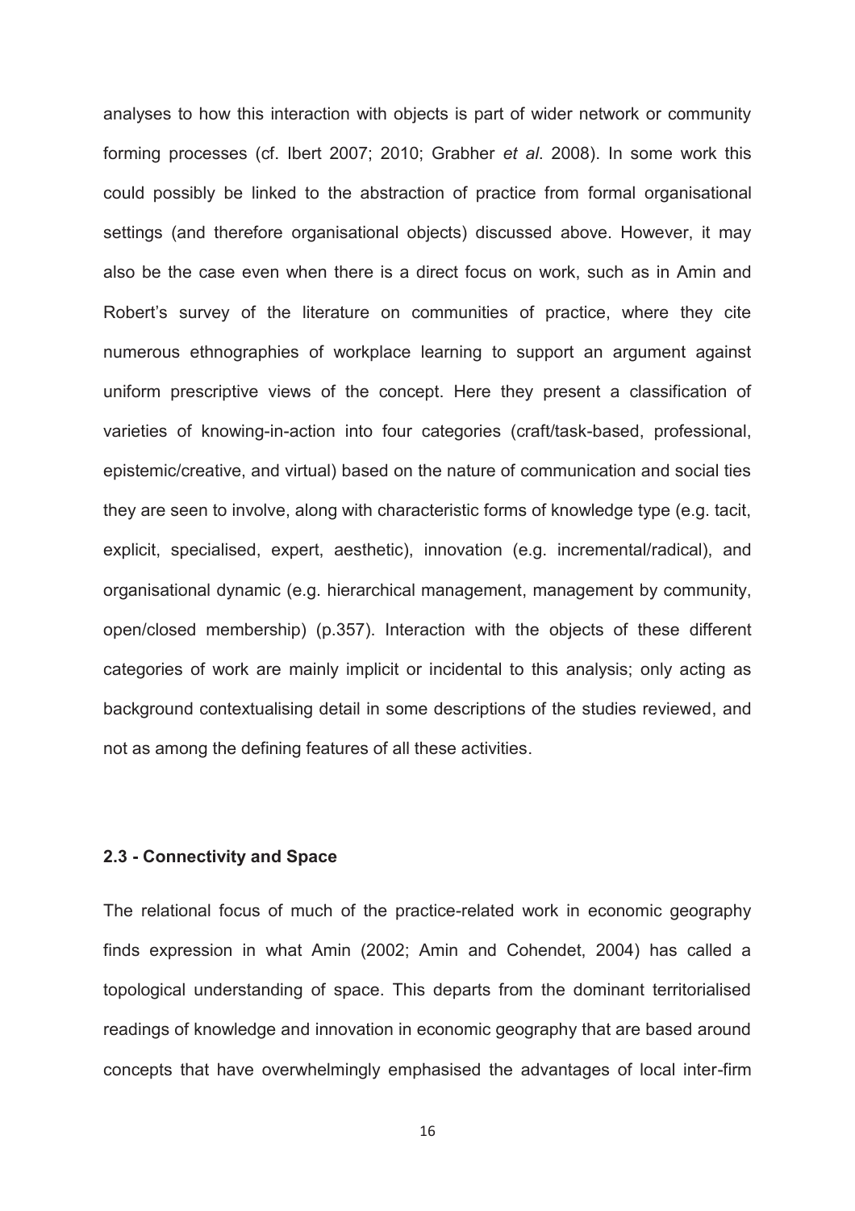analyses to how this interaction with objects is part of wider network or community forming processes (cf. Ibert 2007; 2010; Grabher *et al*. 2008). In some work this could possibly be linked to the abstraction of practice from formal organisational settings (and therefore organisational objects) discussed above. However, it may also be the case even when there is a direct focus on work, such as in Amin and Robert's survey of the literature on communities of practice, where they cite numerous ethnographies of workplace learning to support an argument against uniform prescriptive views of the concept. Here they present a classification of varieties of knowing-in-action into four categories (craft/task-based, professional, epistemic/creative, and virtual) based on the nature of communication and social ties they are seen to involve, along with characteristic forms of knowledge type (e.g. tacit, explicit, specialised, expert, aesthetic), innovation (e.g. incremental/radical), and organisational dynamic (e.g. hierarchical management, management by community, open/closed membership) (p.357). Interaction with the objects of these different categories of work are mainly implicit or incidental to this analysis; only acting as background contextualising detail in some descriptions of the studies reviewed, and not as among the defining features of all these activities.

### 2.3 - Connectivity and Space

The relational focus of much of the practice-related work in economic geography finds expression in what Amin (2002; Amin and Cohendet, 2004) has called a topological understanding of space. This departs from the dominant territorialised readings of knowledge and innovation in economic geography that are based around concepts that have overwhelmingly emphasised the advantages of local inter-firm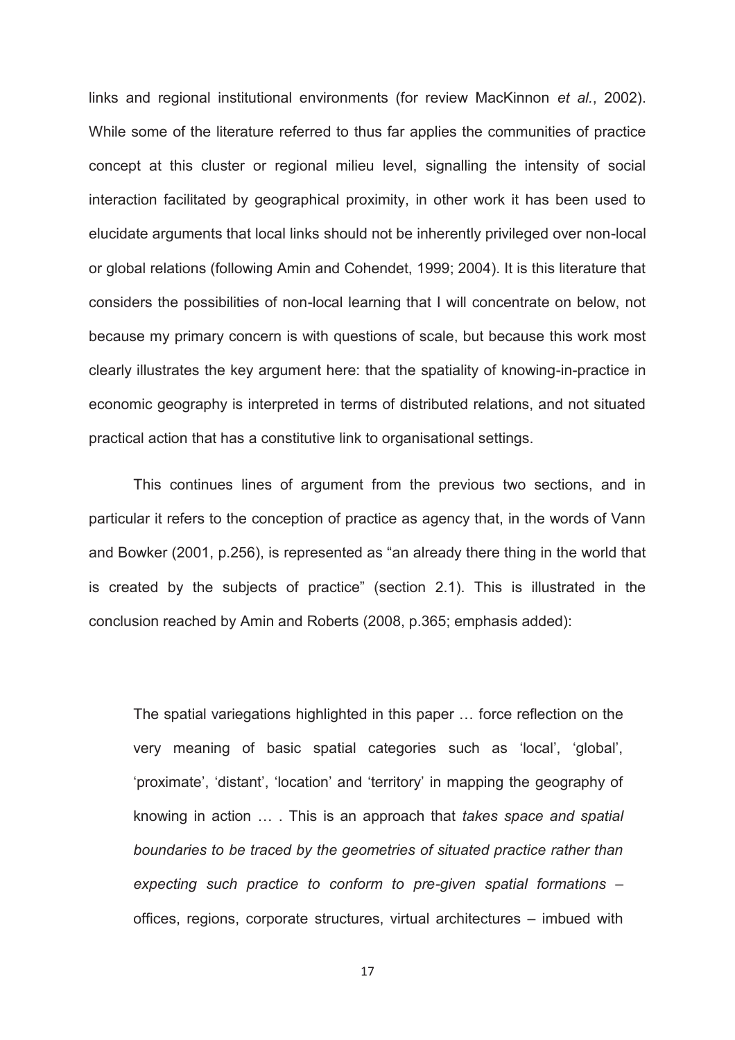links and regional institutional environments (for review MacKinnon *et al.*, 2002). While some of the literature referred to thus far applies the communities of practice concept at this cluster or regional milieu level, signalling the intensity of social interaction facilitated by geographical proximity, in other work it has been used to elucidate arguments that local links should not be inherently privileged over non-local or global relations (following Amin and Cohendet, 1999; 2004). It is this literature that considers the possibilities of non-local learning that I will concentrate on below, not because my primary concern is with questions of scale, but because this work most clearly illustrates the key argument here: that the spatiality of knowing-in-practice in economic geography is interpreted in terms of distributed relations, and not situated practical action that has a constitutive link to organisational settings.

This continues lines of argument from the previous two sections, and in particular it refers to the conception of practice as agency that, in the words of Vann and Bowker (2001, p.256), is represented as "an already there thing in the world that is created by the subjects of practice" (section 2.1). This is illustrated in the conclusion reached by Amin and Roberts (2008, p.365; emphasis added):

> The spatial variegations highlighted in this paper … force reflection on the very meaning of basic spatial categories such as 'local', 'global', 'proximate', 'distant', 'location' and 'territory' in mapping the geography of knowing in action … . This is an approach that *takes space and spatial boundaries to be traced by the geometries of situated practice rather than expecting such practice to conform to pre-given spatial formations* – offices, regions, corporate structures, virtual architectures – imbued with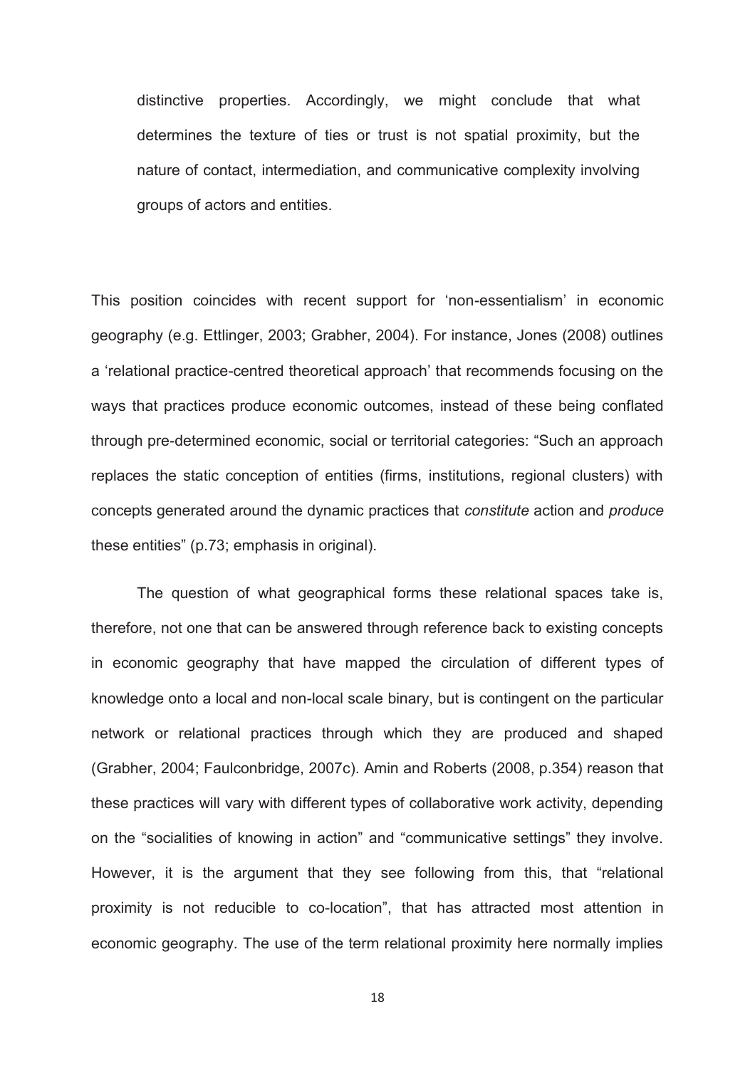> distinctive properties. Accordingly, we might conclude that what determines the texture of ties or trust is not spatial proximity, but the nature of contact, intermediation, and communicative complexity involving groups of actors and entities.

This position coincides with recent support for 'non-essentialism' in economic geography (e.g. Ettlinger, 2003; Grabher, 2004). For instance, Jones (2008) outlines a 'relational practice-centred theoretical approach' that recommends focusing on the ways that practices produce economic outcomes, instead of these being conflated through pre-determined economic, social or territorial categories: "Such an approach replaces the static conception of entities (firms, institutions, regional clusters) with concepts generated around the dynamic practices that *constitute* action and *produce* these entities" (p.73; emphasis in original).

The question of what geographical forms these relational spaces take is, therefore, not one that can be answered through reference back to existing concepts in economic geography that have mapped the circulation of different types of knowledge onto a local and non-local scale binary, but is contingent on the particular network or relational practices through which they are produced and shaped (Grabher, 2004; Faulconbridge, 2007c). Amin and Roberts (2008, p.354) reason that these practices will vary with different types of collaborative work activity, depending on the "socialities of knowing in action" and "communicative settings" they involve. However, it is the argument that they see following from this, that "relational proximity is not reducible to co-location", that has attracted most attention in economic geography. The use of the term relational proximity here normally implies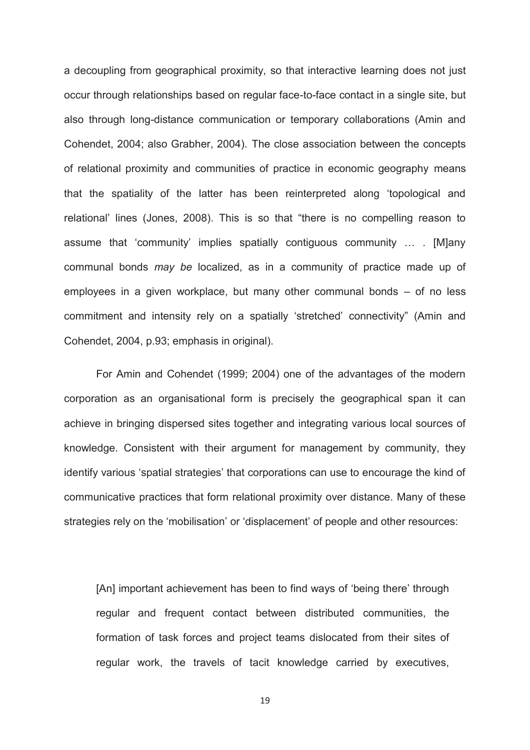a decoupling from geographical proximity, so that interactive learning does not just occur through relationships based on regular face-to-face contact in a single site, but also through long-distance communication or temporary collaborations (Amin and Cohendet, 2004; also Grabher, 2004). The close association between the concepts of relational proximity and communities of practice in economic geography means that the spatiality of the latter has been reinterpreted along 'topological and relational' lines (Jones, 2008). This is so that "there is no compelling reason to assume that 'community' implies spatially contiguous community … . [M]any communal bonds *may be* localized, as in a community of practice made up of employees in a given workplace, but many other communal bonds – of no less commitment and intensity rely on a spatially 'stretched' connectivity" (Amin and Cohendet, 2004, p.93; emphasis in original).

For Amin and Cohendet (1999; 2004) one of the advantages of the modern corporation as an organisational form is precisely the geographical span it can achieve in bringing dispersed sites together and integrating various local sources of knowledge. Consistent with their argument for management by community, they identify various 'spatial strategies' that corporations can use to encourage the kind of communicative practices that form relational proximity over distance. Many of these strategies rely on the 'mobilisation' or 'displacement' of people and other resources:

> [An] important achievement has been to find ways of 'being there' through regular and frequent contact between distributed communities, the formation of task forces and project teams dislocated from their sites of regular work, the travels of tacit knowledge carried by executives,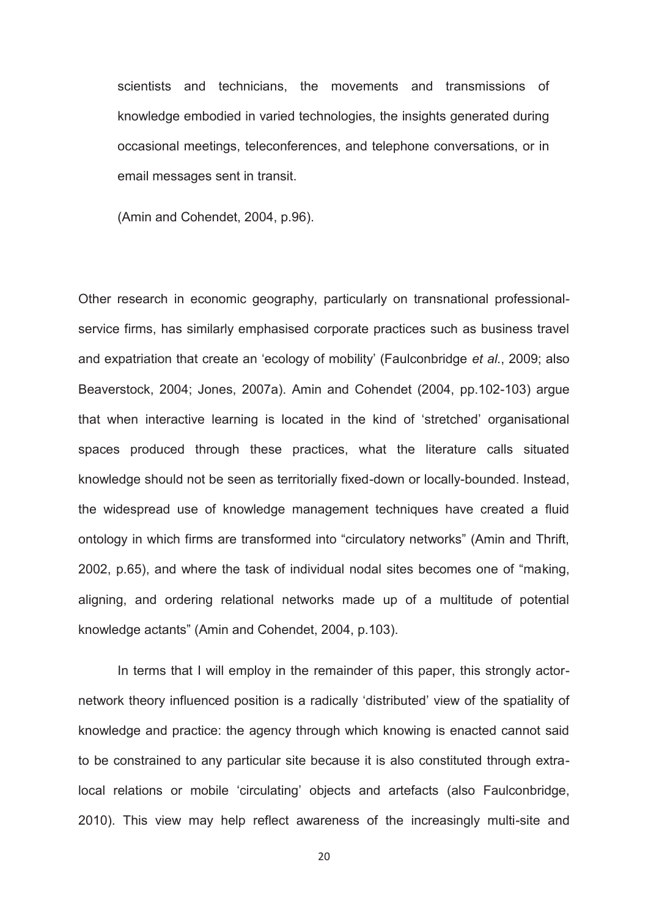> scientists and technicians, the movements and transmissions of knowledge embodied in varied technologies, the insights generated during occasional meetings, teleconferences, and telephone conversations, or in email messages sent in transit.
>
> (Amin and Cohendet, 2004, p.96).

Other research in economic geography, particularly on transnational professional-service firms, has similarly emphasised corporate practices such as business travel and expatriation that create an 'ecology of mobility' (Faulconbridge *et al.*, 2009; also Beaverstock, 2004; Jones, 2007a). Amin and Cohendet (2004, pp.102-103) argue that when interactive learning is located in the kind of 'stretched' organisational spaces produced through these practices, what the literature calls situated knowledge should not be seen as territorially fixed-down or locally-bounded. Instead, the widespread use of knowledge management techniques have created a fluid ontology in which firms are transformed into "circulatory networks" (Amin and Thrift, 2002, p.65), and where the task of individual nodal sites becomes one of "making, aligning, and ordering relational networks made up of a multitude of potential knowledge actants" (Amin and Cohendet, 2004, p.103).

In terms that I will employ in the remainder of this paper, this strongly actor-network theory influenced position is a radically 'distributed' view of the spatiality of knowledge and practice: the agency through which knowing is enacted cannot said to be constrained to any particular site because it is also constituted through extra-local relations or mobile 'circulating' objects and artefacts (also Faulconbridge, 2010). This view may help reflect awareness of the increasingly multi-site and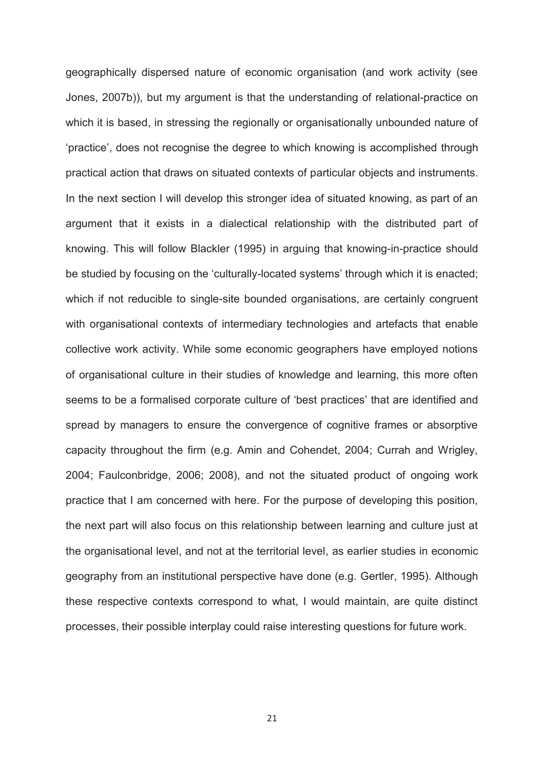geographically dispersed nature of economic organisation (and work activity (see Jones, 2007b)), but my argument is that the understanding of relational-practice on which it is based, in stressing the regionally or organisationally unbounded nature of 'practice', does not recognise the degree to which knowing is accomplished through practical action that draws on situated contexts of particular objects and instruments. In the next section I will develop this stronger idea of situated knowing, as part of an argument that it exists in a dialectical relationship with the distributed part of knowing. This will follow Blackler (1995) in arguing that knowing-in-practice should be studied by focusing on the 'culturally-located systems' through which it is enacted; which if not reducible to single-site bounded organisations, are certainly congruent with organisational contexts of intermediary technologies and artefacts that enable collective work activity. While some economic geographers have employed notions of organisational culture in their studies of knowledge and learning, this more often seems to be a formalised corporate culture of 'best practices' that are identified and spread by managers to ensure the convergence of cognitive frames or absorptive capacity throughout the firm (e.g. Amin and Cohendet, 2004; Currah and Wrigley, 2004; Faulconbridge, 2006; 2008), and not the situated product of ongoing work practice that I am concerned with here. For the purpose of developing this position, the next part will also focus on this relationship between learning and culture just at the organisational level, and not at the territorial level, as earlier studies in economic geography from an institutional perspective have done (e.g. Gertler, 1995). Although these respective contexts correspond to what, I would maintain, are quite distinct processes, their possible interplay could raise interesting questions for future work.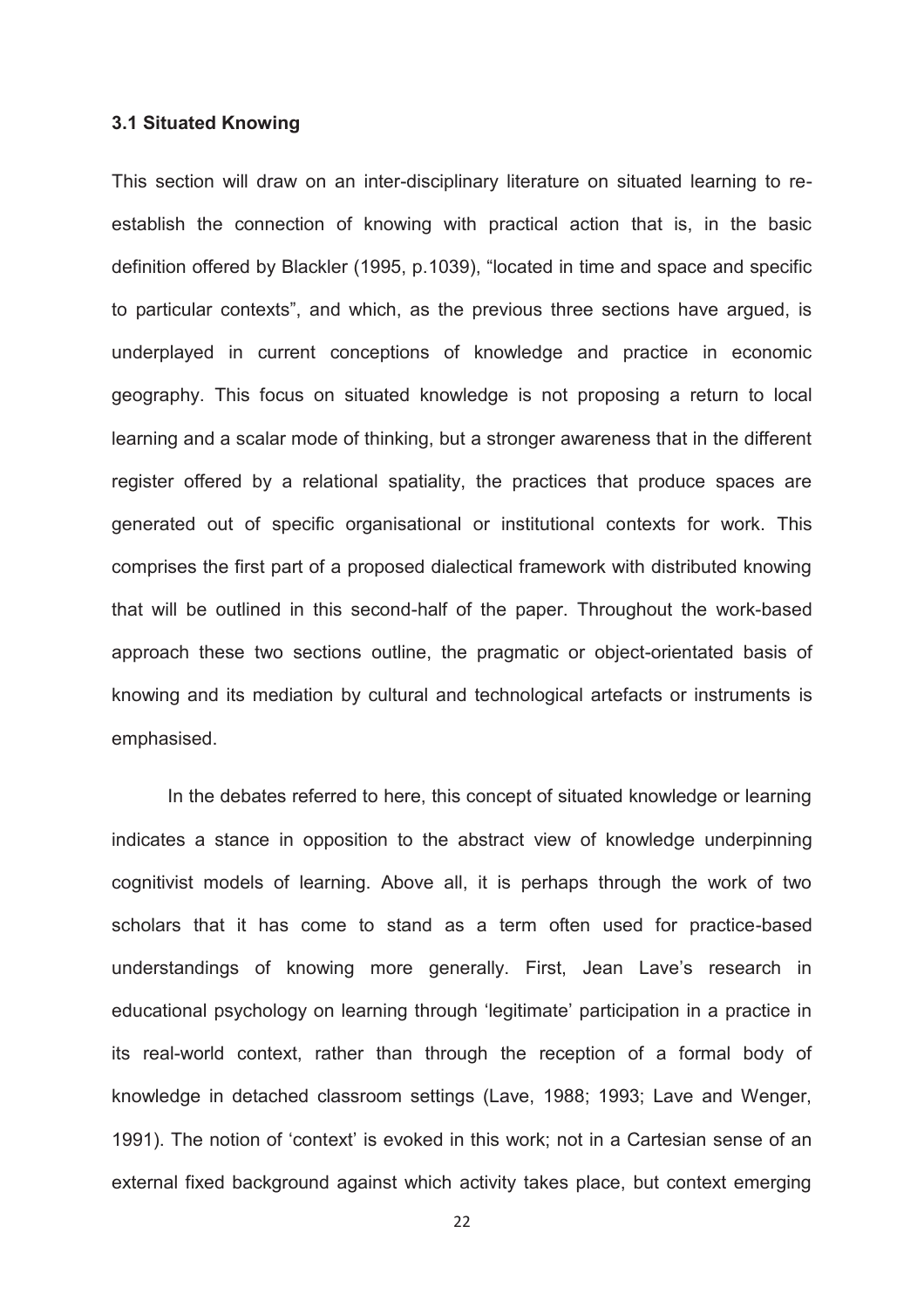### 3.1 Situated Knowing

This section will draw on an inter-disciplinary literature on situated learning to re-establish the connection of knowing with practical action that is, in the basic definition offered by Blackler (1995, p.1039), "located in time and space and specific to particular contexts", and which, as the previous three sections have argued, is underplayed in current conceptions of knowledge and practice in economic geography. This focus on situated knowledge is not proposing a return to local learning and a scalar mode of thinking, but a stronger awareness that in the different register offered by a relational spatiality, the practices that produce spaces are generated out of specific organisational or institutional contexts for work. This comprises the first part of a proposed dialectical framework with distributed knowing that will be outlined in this second-half of the paper. Throughout the work-based approach these two sections outline, the pragmatic or object-orientated basis of knowing and its mediation by cultural and technological artefacts or instruments is emphasised.

In the debates referred to here, this concept of situated knowledge or learning indicates a stance in opposition to the abstract view of knowledge underpinning cognitivist models of learning. Above all, it is perhaps through the work of two scholars that it has come to stand as a term often used for practice-based understandings of knowing more generally. First, Jean Lave's research in educational psychology on learning through 'legitimate' participation in a practice in its real-world context, rather than through the reception of a formal body of knowledge in detached classroom settings (Lave, 1988; 1993; Lave and Wenger, 1991). The notion of 'context' is evoked in this work; not in a Cartesian sense of an external fixed background against which activity takes place, but context emerging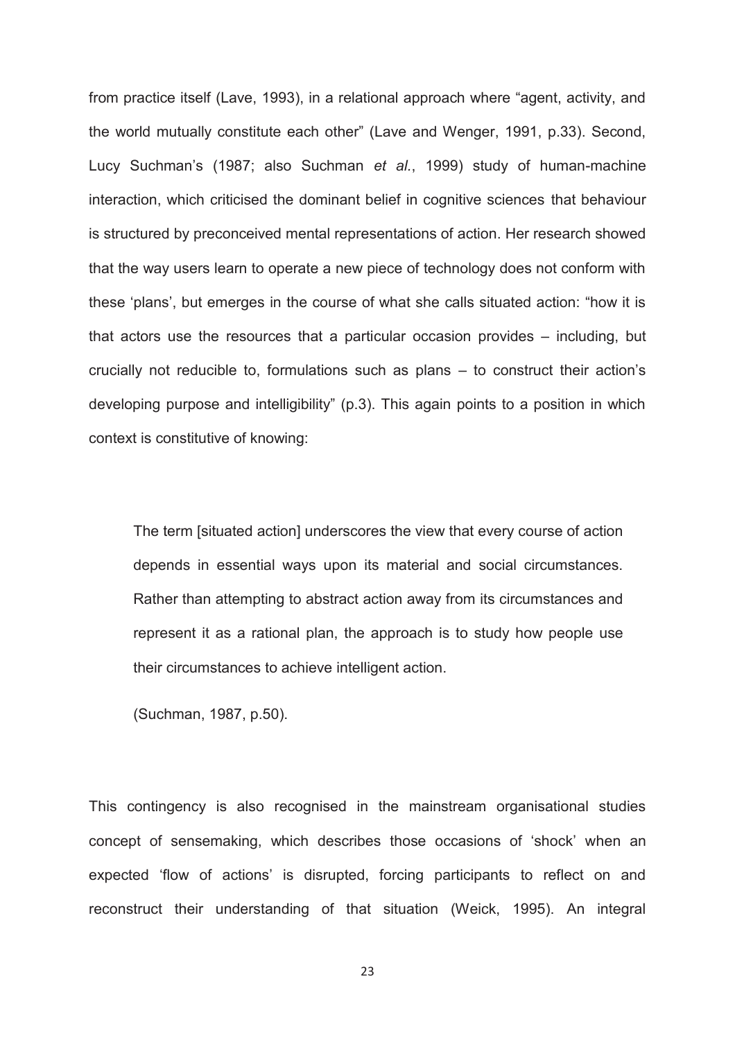from practice itself (Lave, 1993), in a relational approach where "agent, activity, and the world mutually constitute each other" (Lave and Wenger, 1991, p.33). Second, Lucy Suchman's (1987; also Suchman *et al.*, 1999) study of human-machine interaction, which criticised the dominant belief in cognitive sciences that behaviour is structured by preconceived mental representations of action. Her research showed that the way users learn to operate a new piece of technology does not conform with these 'plans', but emerges in the course of what she calls situated action: "how it is that actors use the resources that a particular occasion provides – including, but crucially not reducible to, formulations such as plans – to construct their action's developing purpose and intelligibility" (p.3). This again points to a position in which context is constitutive of knowing:

> The term [situated action] underscores the view that every course of action depends in essential ways upon its material and social circumstances. Rather than attempting to abstract action away from its circumstances and represent it as a rational plan, the approach is to study how people use their circumstances to achieve intelligent action.
>
> (Suchman, 1987, p.50).

This contingency is also recognised in the mainstream organisational studies concept of sensemaking, which describes those occasions of 'shock' when an expected 'flow of actions' is disrupted, forcing participants to reflect on and reconstruct their understanding of that situation (Weick, 1995). An integral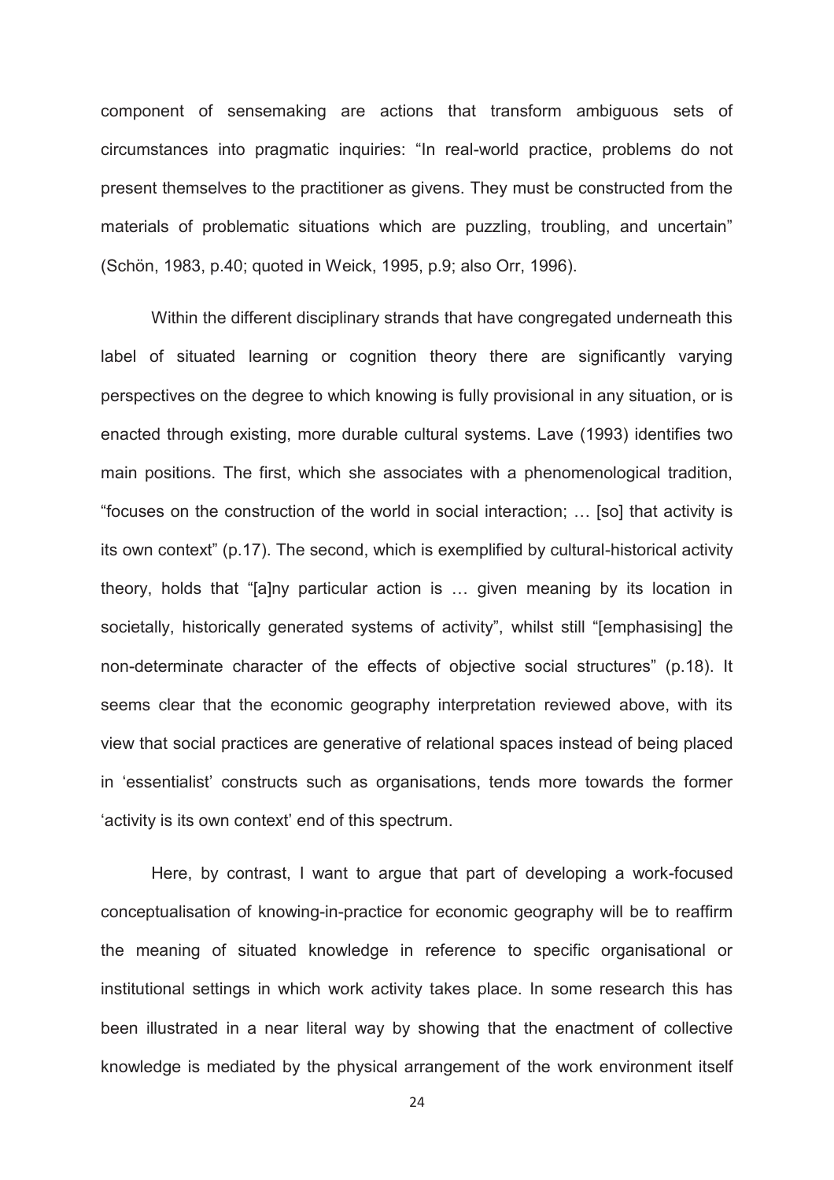component of sensemaking are actions that transform ambiguous sets of circumstances into pragmatic inquiries: "In real-world practice, problems do not present themselves to the practitioner as givens. They must be constructed from the materials of problematic situations which are puzzling, troubling, and uncertain" (Schön, 1983, p.40; quoted in Weick, 1995, p.9; also Orr, 1996).

Within the different disciplinary strands that have congregated underneath this label of situated learning or cognition theory there are significantly varying perspectives on the degree to which knowing is fully provisional in any situation, or is enacted through existing, more durable cultural systems. Lave (1993) identifies two main positions. The first, which she associates with a phenomenological tradition, "focuses on the construction of the world in social interaction; … [so] that activity is its own context" (p.17). The second, which is exemplified by cultural-historical activity theory, holds that "[a]ny particular action is … given meaning by its location in societally, historically generated systems of activity", whilst still "[emphasising] the non-determinate character of the effects of objective social structures" (p.18). It seems clear that the economic geography interpretation reviewed above, with its view that social practices are generative of relational spaces instead of being placed in 'essentialist' constructs such as organisations, tends more towards the former 'activity is its own context' end of this spectrum.

Here, by contrast, I want to argue that part of developing a work-focused conceptualisation of knowing-in-practice for economic geography will be to reaffirm the meaning of situated knowledge in reference to specific organisational or institutional settings in which work activity takes place. In some research this has been illustrated in a near literal way by showing that the enactment of collective knowledge is mediated by the physical arrangement of the work environment itself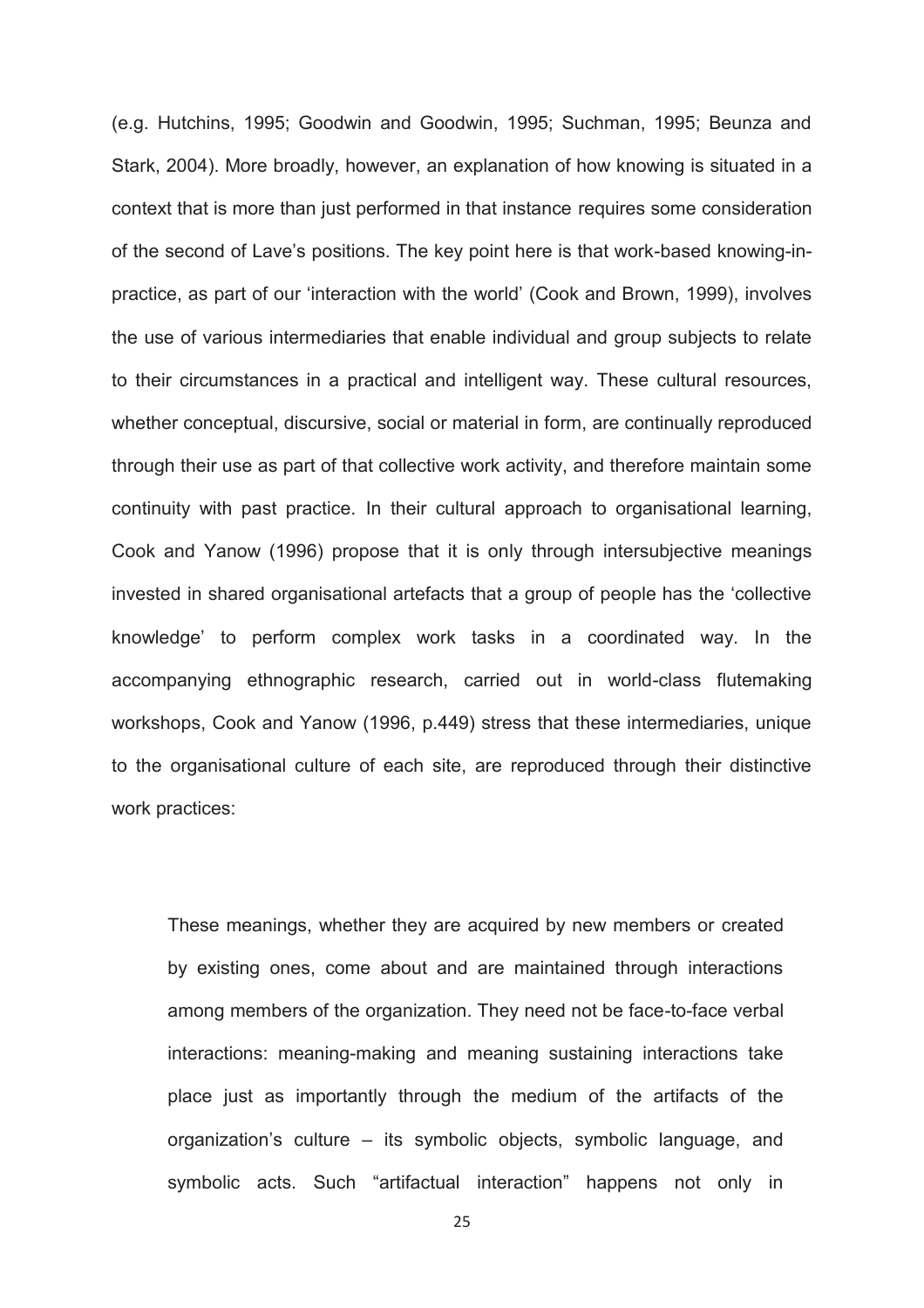(e.g. Hutchins, 1995; Goodwin and Goodwin, 1995; Suchman, 1995; Beunza and Stark, 2004). More broadly, however, an explanation of how knowing is situated in a context that is more than just performed in that instance requires some consideration of the second of Lave's positions. The key point here is that work-based knowing-in-practice, as part of our 'interaction with the world' (Cook and Brown, 1999), involves the use of various intermediaries that enable individual and group subjects to relate to their circumstances in a practical and intelligent way. These cultural resources, whether conceptual, discursive, social or material in form, are continually reproduced through their use as part of that collective work activity, and therefore maintain some continuity with past practice. In their cultural approach to organisational learning, Cook and Yanow (1996) propose that it is only through intersubjective meanings invested in shared organisational artefacts that a group of people has the 'collective knowledge' to perform complex work tasks in a coordinated way. In the accompanying ethnographic research, carried out in world-class flutemaking workshops, Cook and Yanow (1996, p.449) stress that these intermediaries, unique to the organisational culture of each site, are reproduced through their distinctive work practices:

> These meanings, whether they are acquired by new members or created by existing ones, come about and are maintained through interactions among members of the organization. They need not be face-to-face verbal interactions: meaning-making and meaning sustaining interactions take place just as importantly through the medium of the artifacts of the organization's culture – its symbolic objects, symbolic language, and symbolic acts. Such "artifactual interaction" happens not only in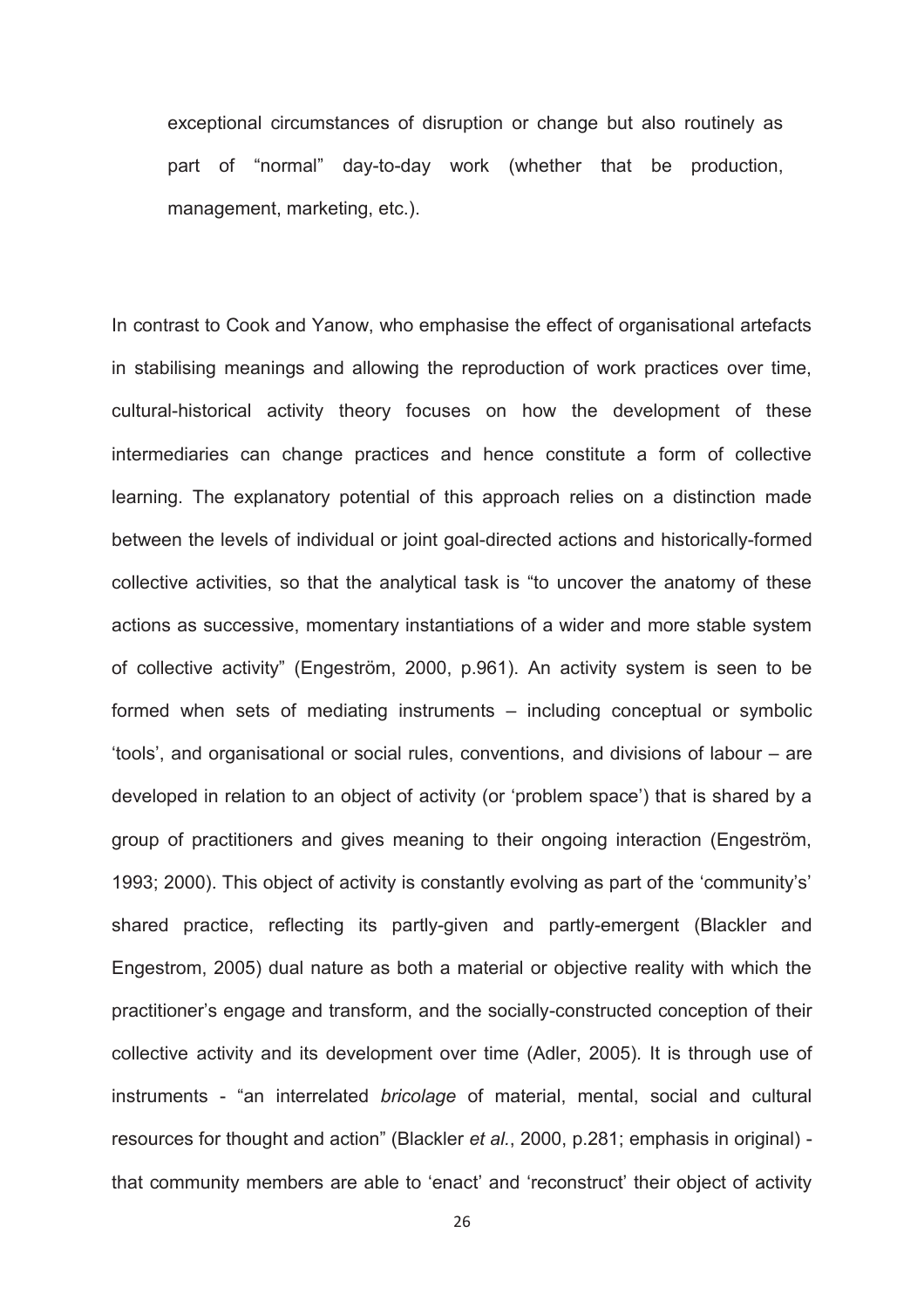exceptional circumstances of disruption or change but also routinely as part of "normal" day-to-day work (whether that be production, management, marketing, etc.).

In contrast to Cook and Yanow, who emphasise the effect of organisational artefacts in stabilising meanings and allowing the reproduction of work practices over time, cultural-historical activity theory focuses on how the development of these intermediaries can change practices and hence constitute a form of collective learning. The explanatory potential of this approach relies on a distinction made between the levels of individual or joint goal-directed actions and historically-formed collective activities, so that the analytical task is "to uncover the anatomy of these actions as successive, momentary instantiations of a wider and more stable system of collective activity" (Engeström, 2000, p.961). An activity system is seen to be formed when sets of mediating instruments – including conceptual or symbolic 'tools', and organisational or social rules, conventions, and divisions of labour – are developed in relation to an object of activity (or 'problem space') that is shared by a group of practitioners and gives meaning to their ongoing interaction (Engeström, 1993; 2000). This object of activity is constantly evolving as part of the 'community's' shared practice, reflecting its partly-given and partly-emergent (Blackler and Engestrom, 2005) dual nature as both a material or objective reality with which the practitioner's engage and transform, and the socially-constructed conception of their collective activity and its development over time (Adler, 2005). It is through use of instruments - "an interrelated *bricolage* of material, mental, social and cultural resources for thought and action" (Blackler *et al.*, 2000, p.281; emphasis in original) - that community members are able to 'enact' and 'reconstruct' their object of activity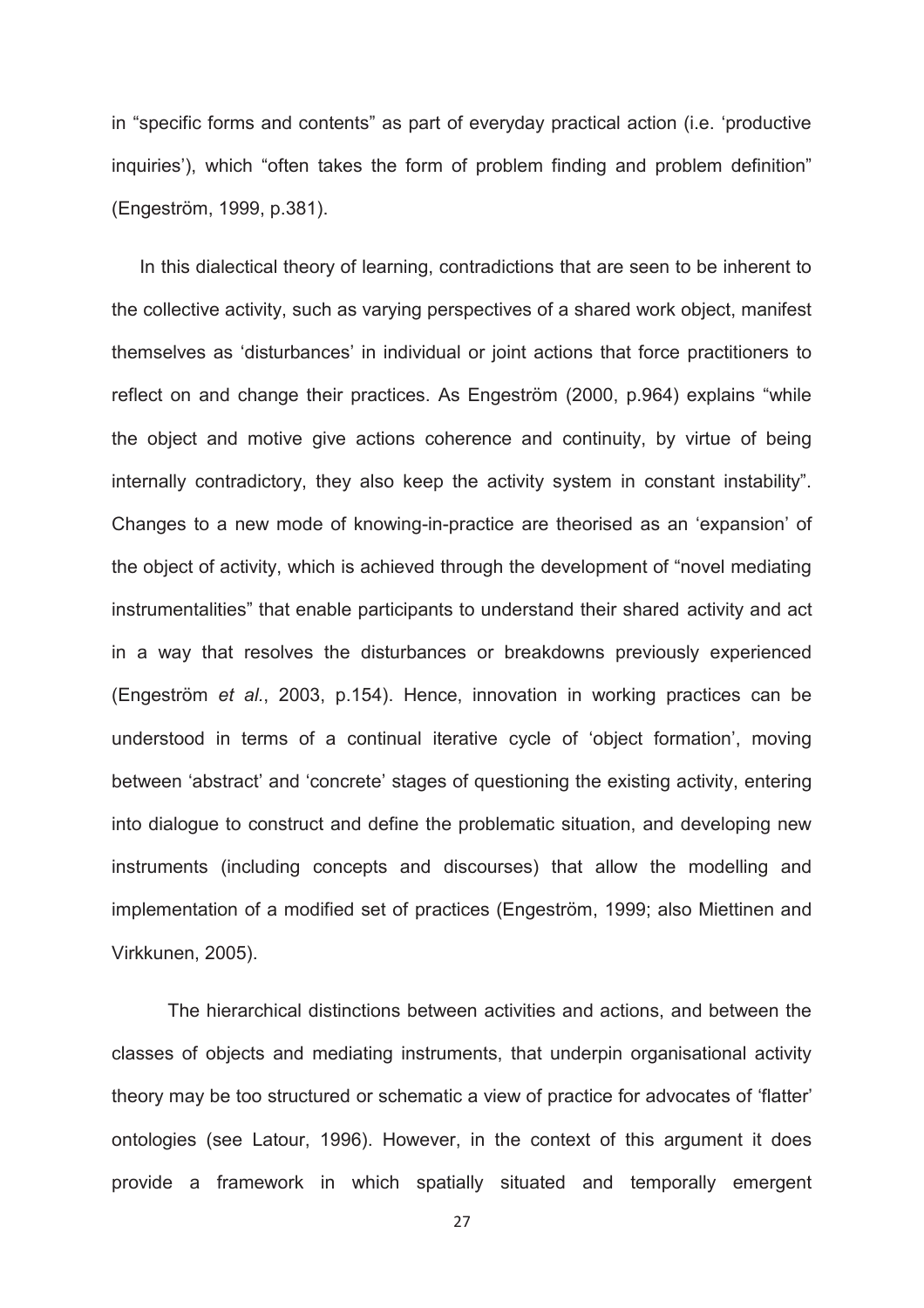in "specific forms and contents" as part of everyday practical action (i.e. 'productive inquiries'), which "often takes the form of problem finding and problem definition" (Engeström, 1999, p.381).

In this dialectical theory of learning, contradictions that are seen to be inherent to the collective activity, such as varying perspectives of a shared work object, manifest themselves as 'disturbances' in individual or joint actions that force practitioners to reflect on and change their practices. As Engeström (2000, p.964) explains "while the object and motive give actions coherence and continuity, by virtue of being internally contradictory, they also keep the activity system in constant instability". Changes to a new mode of knowing-in-practice are theorised as an 'expansion' of the object of activity, which is achieved through the development of "novel mediating instrumentalities" that enable participants to understand their shared activity and act in a way that resolves the disturbances or breakdowns previously experienced (Engeström *et al.*, 2003, p.154). Hence, innovation in working practices can be understood in terms of a continual iterative cycle of 'object formation', moving between 'abstract' and 'concrete' stages of questioning the existing activity, entering into dialogue to construct and define the problematic situation, and developing new instruments (including concepts and discourses) that allow the modelling and implementation of a modified set of practices (Engeström, 1999; also Miettinen and Virkkunen, 2005).

The hierarchical distinctions between activities and actions, and between the classes of objects and mediating instruments, that underpin organisational activity theory may be too structured or schematic a view of practice for advocates of 'flatter' ontologies (see Latour, 1996). However, in the context of this argument it does provide a framework in which spatially situated and temporally emergent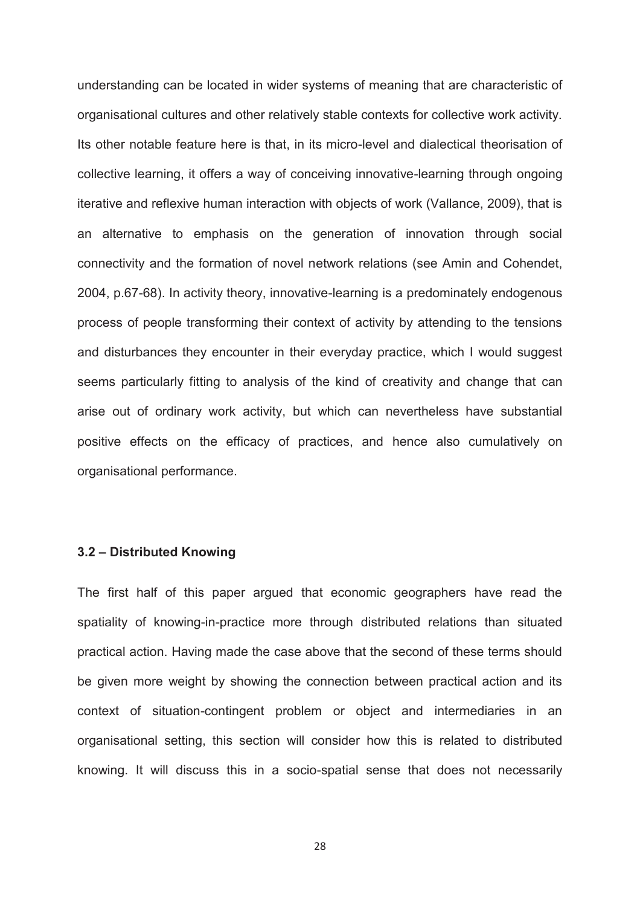understanding can be located in wider systems of meaning that are characteristic of organisational cultures and other relatively stable contexts for collective work activity. Its other notable feature here is that, in its micro-level and dialectical theorisation of collective learning, it offers a way of conceiving innovative-learning through ongoing iterative and reflexive human interaction with objects of work (Vallance, 2009), that is an alternative to emphasis on the generation of innovation through social connectivity and the formation of novel network relations (see Amin and Cohendet, 2004, p.67-68). In activity theory, innovative-learning is a predominately endogenous process of people transforming their context of activity by attending to the tensions and disturbances they encounter in their everyday practice, which I would suggest seems particularly fitting to analysis of the kind of creativity and change that can arise out of ordinary work activity, but which can nevertheless have substantial positive effects on the efficacy of practices, and hence also cumulatively on organisational performance.

### 3.2 – Distributed Knowing

The first half of this paper argued that economic geographers have read the spatiality of knowing-in-practice more through distributed relations than situated practical action. Having made the case above that the second of these terms should be given more weight by showing the connection between practical action and its context of situation-contingent problem or object and intermediaries in an organisational setting, this section will consider how this is related to distributed knowing. It will discuss this in a socio-spatial sense that does not necessarily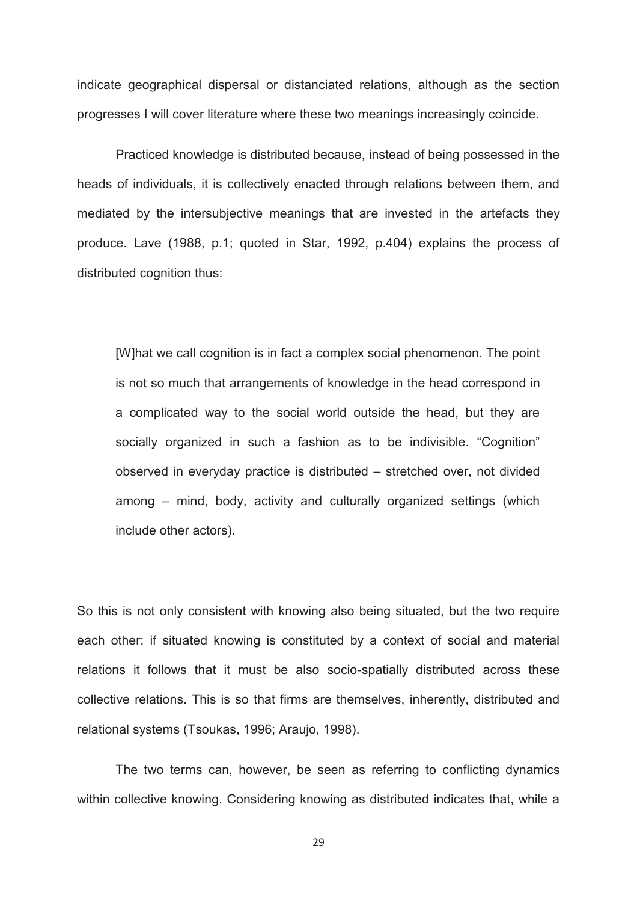indicate geographical dispersal or distanciated relations, although as the section progresses I will cover literature where these two meanings increasingly coincide.

Practiced knowledge is distributed because, instead of being possessed in the heads of individuals, it is collectively enacted through relations between them, and mediated by the intersubjective meanings that are invested in the artefacts they produce. Lave (1988, p.1; quoted in Star, 1992, p.404) explains the process of distributed cognition thus:

> [W]hat we call cognition is in fact a complex social phenomenon. The point is not so much that arrangements of knowledge in the head correspond in a complicated way to the social world outside the head, but they are socially organized in such a fashion as to be indivisible. "Cognition" observed in everyday practice is distributed – stretched over, not divided among – mind, body, activity and culturally organized settings (which include other actors).

So this is not only consistent with knowing also being situated, but the two require each other: if situated knowing is constituted by a context of social and material relations it follows that it must be also socio-spatially distributed across these collective relations. This is so that firms are themselves, inherently, distributed and relational systems (Tsoukas, 1996; Araujo, 1998).

The two terms can, however, be seen as referring to conflicting dynamics within collective knowing. Considering knowing as distributed indicates that, while a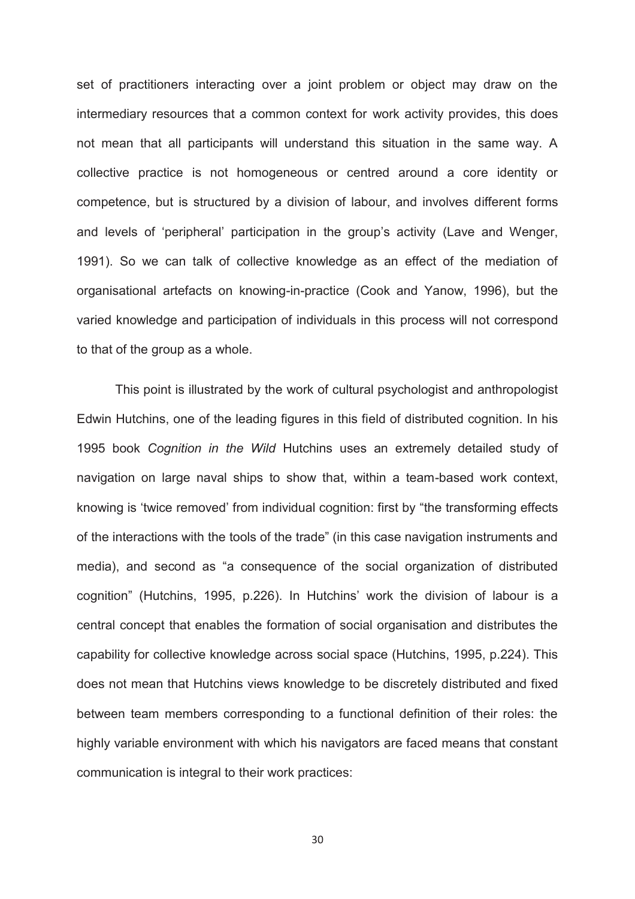set of practitioners interacting over a joint problem or object may draw on the intermediary resources that a common context for work activity provides, this does not mean that all participants will understand this situation in the same way. A collective practice is not homogeneous or centred around a core identity or competence, but is structured by a division of labour, and involves different forms and levels of 'peripheral' participation in the group's activity (Lave and Wenger, 1991). So we can talk of collective knowledge as an effect of the mediation of organisational artefacts on knowing-in-practice (Cook and Yanow, 1996), but the varied knowledge and participation of individuals in this process will not correspond to that of the group as a whole.

This point is illustrated by the work of cultural psychologist and anthropologist Edwin Hutchins, one of the leading figures in this field of distributed cognition. In his 1995 book *Cognition in the Wild* Hutchins uses an extremely detailed study of navigation on large naval ships to show that, within a team-based work context, knowing is 'twice removed' from individual cognition: first by "the transforming effects of the interactions with the tools of the trade" (in this case navigation instruments and media), and second as "a consequence of the social organization of distributed cognition" (Hutchins, 1995, p.226). In Hutchins' work the division of labour is a central concept that enables the formation of social organisation and distributes the capability for collective knowledge across social space (Hutchins, 1995, p.224). This does not mean that Hutchins views knowledge to be discretely distributed and fixed between team members corresponding to a functional definition of their roles: the highly variable environment with which his navigators are faced means that constant communication is integral to their work practices: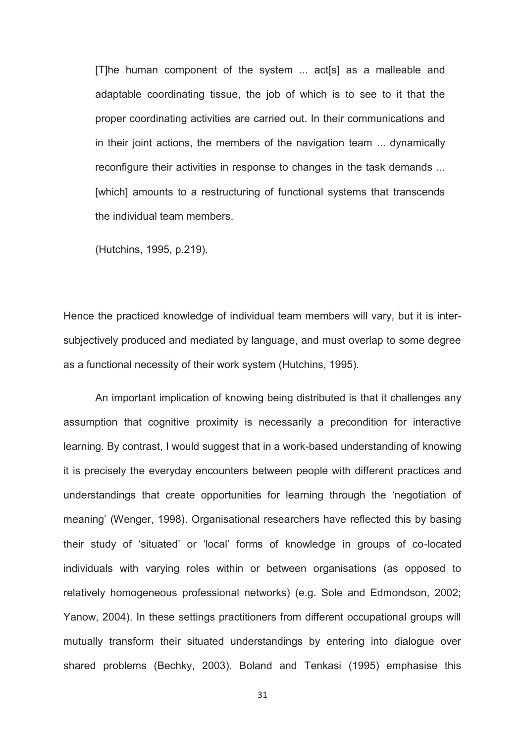> [T]he human component of the system ... act[s] as a malleable and adaptable coordinating tissue, the job of which is to see to it that the proper coordinating activities are carried out. In their communications and in their joint actions, the members of the navigation team ... dynamically reconfigure their activities in response to changes in the task demands ... [which] amounts to a restructuring of functional systems that transcends the individual team members.
>
> (Hutchins, 1995, p.219).

Hence the practiced knowledge of individual team members will vary, but it is inter-subjectively produced and mediated by language, and must overlap to some degree as a functional necessity of their work system (Hutchins, 1995).

An important implication of knowing being distributed is that it challenges any assumption that cognitive proximity is necessarily a precondition for interactive learning. By contrast, I would suggest that in a work-based understanding of knowing it is precisely the everyday encounters between people with different practices and understandings that create opportunities for learning through the 'negotiation of meaning' (Wenger, 1998). Organisational researchers have reflected this by basing their study of 'situated' or 'local' forms of knowledge in groups of co-located individuals with varying roles within or between organisations (as opposed to relatively homogeneous professional networks) (e.g. Sole and Edmondson, 2002; Yanow, 2004). In these settings practitioners from different occupational groups will mutually transform their situated understandings by entering into dialogue over shared problems (Bechky, 2003). Boland and Tenkasi (1995) emphasise this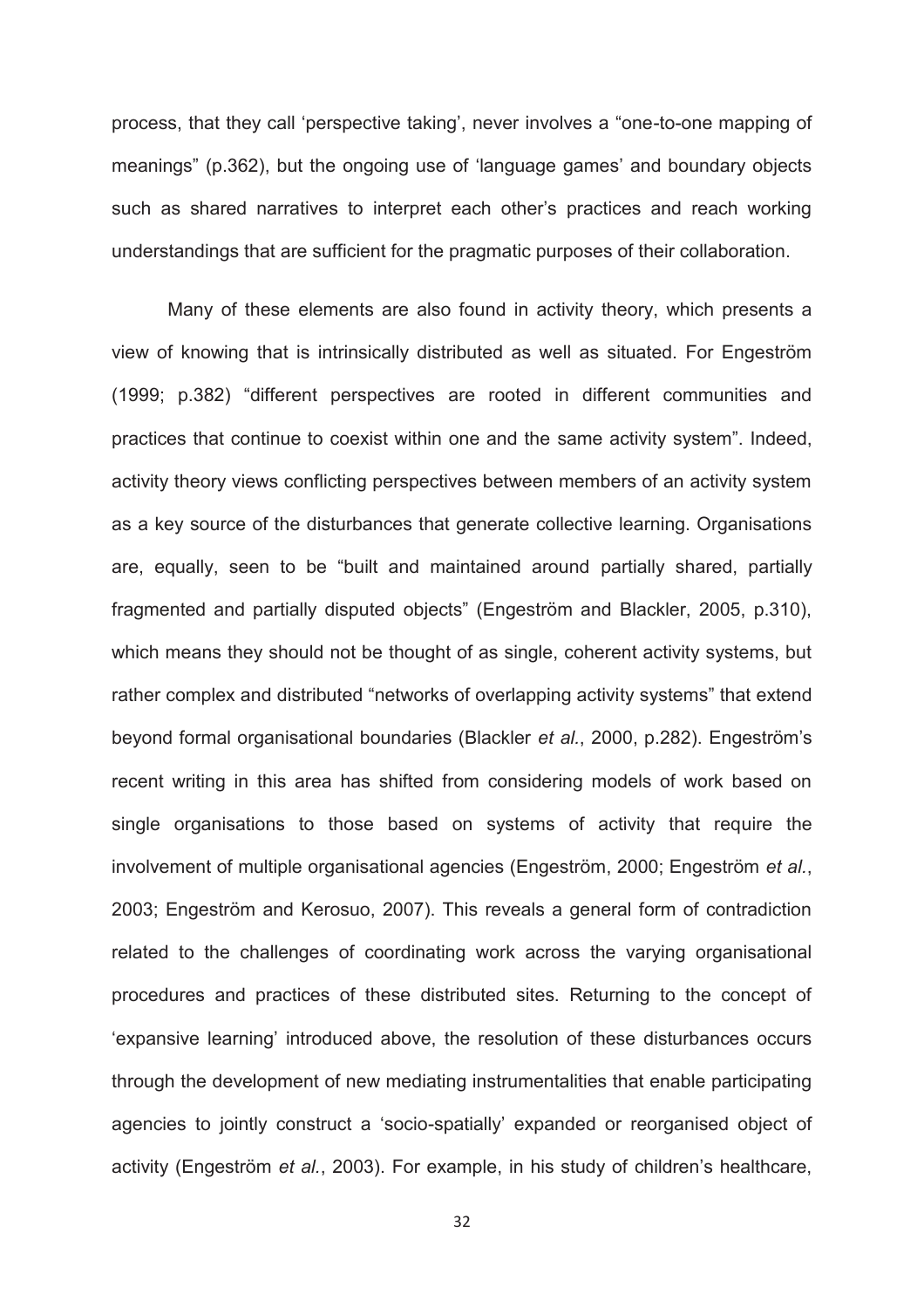process, that they call 'perspective taking', never involves a "one-to-one mapping of meanings" (p.362), but the ongoing use of 'language games' and boundary objects such as shared narratives to interpret each other's practices and reach working understandings that are sufficient for the pragmatic purposes of their collaboration.

Many of these elements are also found in activity theory, which presents a view of knowing that is intrinsically distributed as well as situated. For Engeström (1999; p.382) "different perspectives are rooted in different communities and practices that continue to coexist within one and the same activity system". Indeed, activity theory views conflicting perspectives between members of an activity system as a key source of the disturbances that generate collective learning. Organisations are, equally, seen to be "built and maintained around partially shared, partially fragmented and partially disputed objects" (Engeström and Blackler, 2005, p.310), which means they should not be thought of as single, coherent activity systems, but rather complex and distributed "networks of overlapping activity systems" that extend beyond formal organisational boundaries (Blackler *et al.*, 2000, p.282). Engeström's recent writing in this area has shifted from considering models of work based on single organisations to those based on systems of activity that require the involvement of multiple organisational agencies (Engeström, 2000; Engeström *et al.*, 2003; Engeström and Kerosuo, 2007). This reveals a general form of contradiction related to the challenges of coordinating work across the varying organisational procedures and practices of these distributed sites. Returning to the concept of 'expansive learning' introduced above, the resolution of these disturbances occurs through the development of new mediating instrumentalities that enable participating agencies to jointly construct a 'socio-spatially' expanded or reorganised object of activity (Engeström *et al.*, 2003). For example, in his study of children's healthcare,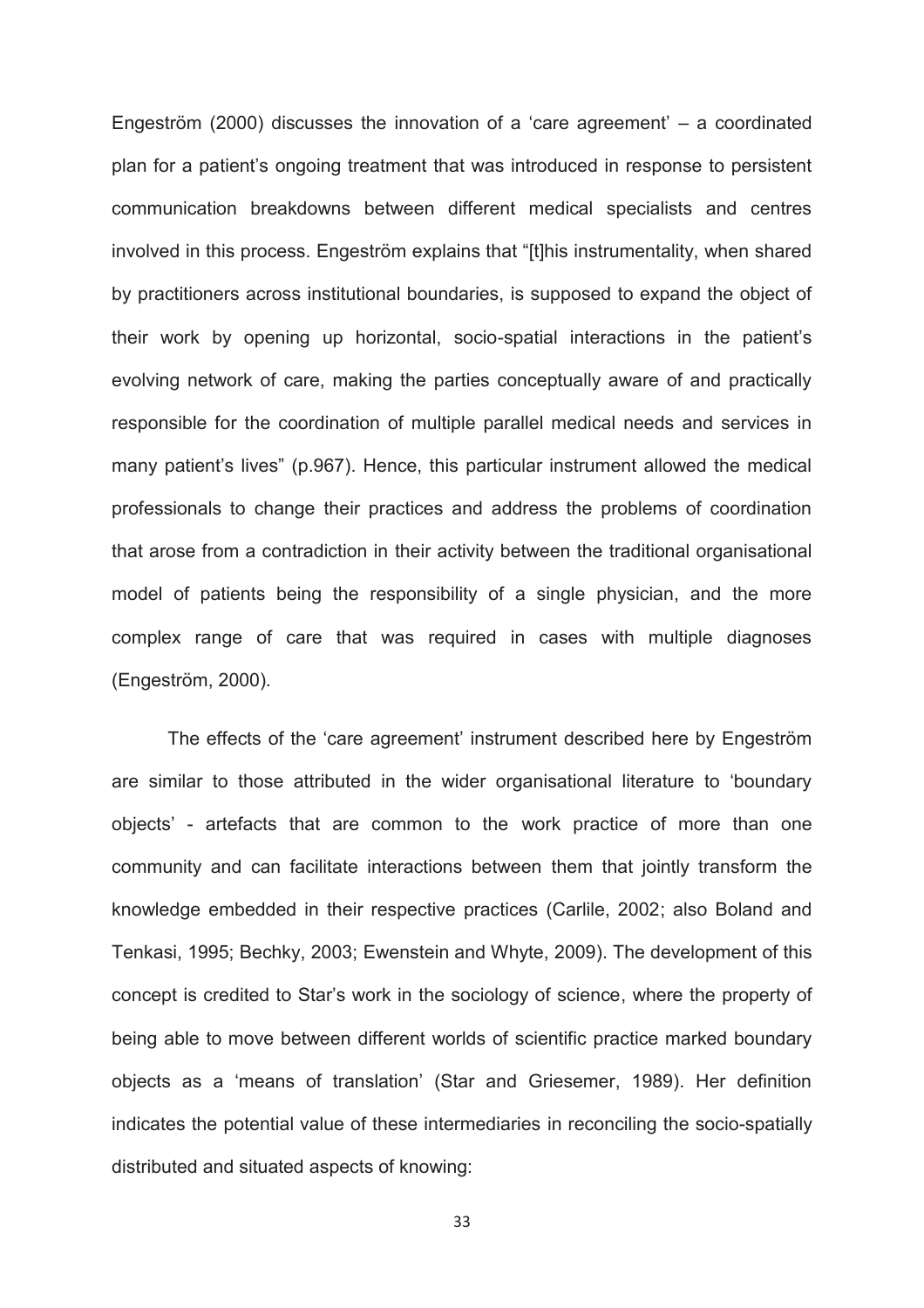Engeström (2000) discusses the innovation of a 'care agreement' – a coordinated plan for a patient's ongoing treatment that was introduced in response to persistent communication breakdowns between different medical specialists and centres involved in this process. Engeström explains that "[t]his instrumentality, when shared by practitioners across institutional boundaries, is supposed to expand the object of their work by opening up horizontal, socio-spatial interactions in the patient's evolving network of care, making the parties conceptually aware of and practically responsible for the coordination of multiple parallel medical needs and services in many patient's lives" (p.967). Hence, this particular instrument allowed the medical professionals to change their practices and address the problems of coordination that arose from a contradiction in their activity between the traditional organisational model of patients being the responsibility of a single physician, and the more complex range of care that was required in cases with multiple diagnoses (Engeström, 2000).

The effects of the 'care agreement' instrument described here by Engeström are similar to those attributed in the wider organisational literature to 'boundary objects' - artefacts that are common to the work practice of more than one community and can facilitate interactions between them that jointly transform the knowledge embedded in their respective practices (Carlile, 2002; also Boland and Tenkasi, 1995; Bechky, 2003; Ewenstein and Whyte, 2009). The development of this concept is credited to Star's work in the sociology of science, where the property of being able to move between different worlds of scientific practice marked boundary objects as a 'means of translation' (Star and Griesemer, 1989). Her definition indicates the potential value of these intermediaries in reconciling the socio-spatially distributed and situated aspects of knowing: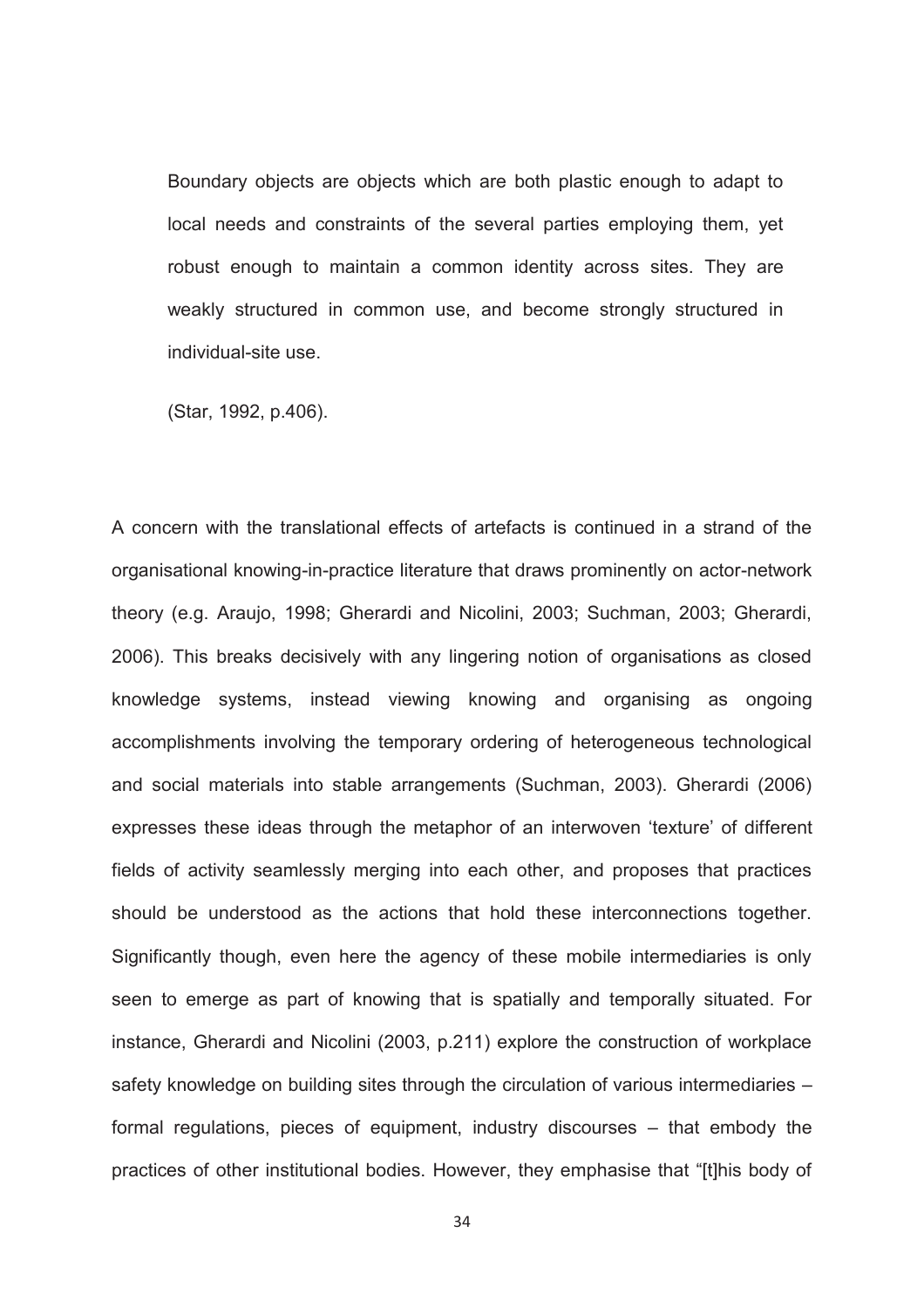> Boundary objects are objects which are both plastic enough to adapt to local needs and constraints of the several parties employing them, yet robust enough to maintain a common identity across sites. They are weakly structured in common use, and become strongly structured in individual-site use.
>
> (Star, 1992, p.406).

A concern with the translational effects of artefacts is continued in a strand of the organisational knowing-in-practice literature that draws prominently on actor-network theory (e.g. Araujo, 1998; Gherardi and Nicolini, 2003; Suchman, 2003; Gherardi, 2006). This breaks decisively with any lingering notion of organisations as closed knowledge systems, instead viewing knowing and organising as ongoing accomplishments involving the temporary ordering of heterogeneous technological and social materials into stable arrangements (Suchman, 2003). Gherardi (2006) expresses these ideas through the metaphor of an interwoven 'texture' of different fields of activity seamlessly merging into each other, and proposes that practices should be understood as the actions that hold these interconnections together. Significantly though, even here the agency of these mobile intermediaries is only seen to emerge as part of knowing that is spatially and temporally situated. For instance, Gherardi and Nicolini (2003, p.211) explore the construction of workplace safety knowledge on building sites through the circulation of various intermediaries – formal regulations, pieces of equipment, industry discourses – that embody the practices of other institutional bodies. However, they emphasise that "[t]his body of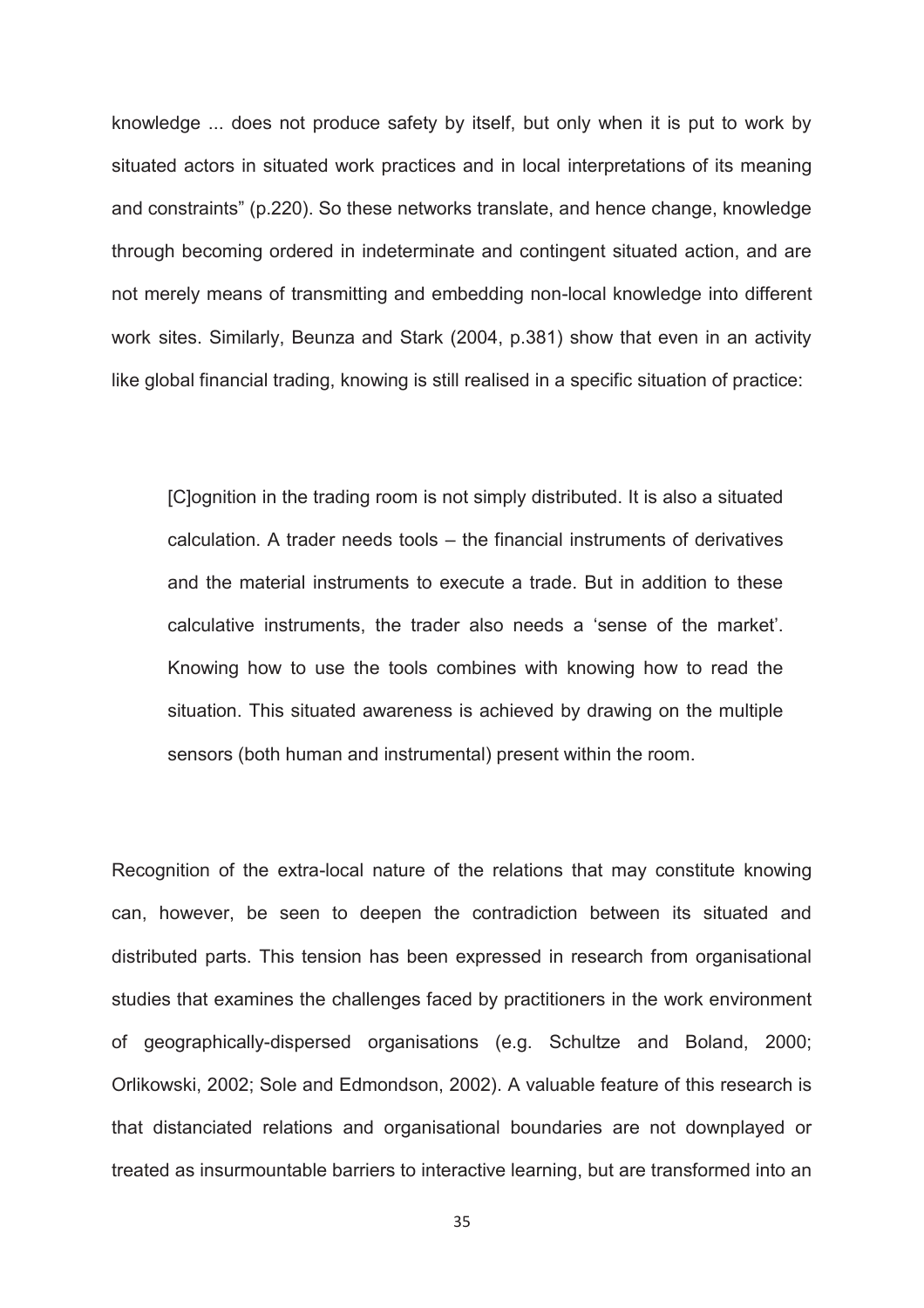knowledge ... does not produce safety by itself, but only when it is put to work by situated actors in situated work practices and in local interpretations of its meaning and constraints" (p.220). So these networks translate, and hence change, knowledge through becoming ordered in indeterminate and contingent situated action, and are not merely means of transmitting and embedding non-local knowledge into different work sites. Similarly, Beunza and Stark (2004, p.381) show that even in an activity like global financial trading, knowing is still realised in a specific situation of practice:

> [C]ognition in the trading room is not simply distributed. It is also a situated calculation. A trader needs tools – the financial instruments of derivatives and the material instruments to execute a trade. But in addition to these calculative instruments, the trader also needs a 'sense of the market'. Knowing how to use the tools combines with knowing how to read the situation. This situated awareness is achieved by drawing on the multiple sensors (both human and instrumental) present within the room.

Recognition of the extra-local nature of the relations that may constitute knowing can, however, be seen to deepen the contradiction between its situated and distributed parts. This tension has been expressed in research from organisational studies that examines the challenges faced by practitioners in the work environment of geographically-dispersed organisations (e.g. Schultze and Boland, 2000; Orlikowski, 2002; Sole and Edmondson, 2002). A valuable feature of this research is that distanciated relations and organisational boundaries are not downplayed or treated as insurmountable barriers to interactive learning, but are transformed into an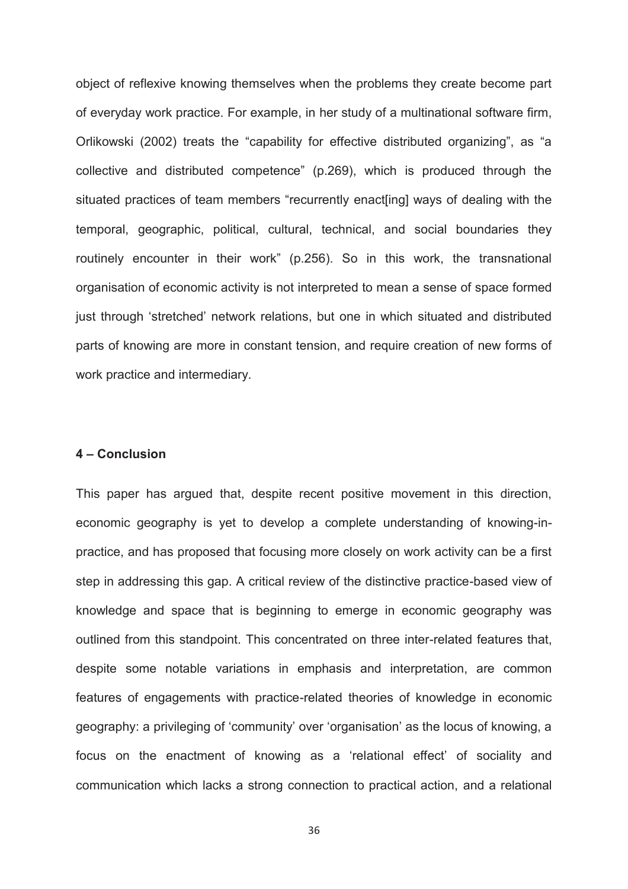object of reflexive knowing themselves when the problems they create become part of everyday work practice. For example, in her study of a multinational software firm, Orlikowski (2002) treats the "capability for effective distributed organizing", as "a collective and distributed competence" (p.269), which is produced through the situated practices of team members "recurrently enact[ing] ways of dealing with the temporal, geographic, political, cultural, technical, and social boundaries they routinely encounter in their work" (p.256). So in this work, the transnational organisation of economic activity is not interpreted to mean a sense of space formed just through 'stretched' network relations, but one in which situated and distributed parts of knowing are more in constant tension, and require creation of new forms of work practice and intermediary.

## 4 – Conclusion

This paper has argued that, despite recent positive movement in this direction, economic geography is yet to develop a complete understanding of knowing-in-practice, and has proposed that focusing more closely on work activity can be a first step in addressing this gap. A critical review of the distinctive practice-based view of knowledge and space that is beginning to emerge in economic geography was outlined from this standpoint. This concentrated on three inter-related features that, despite some notable variations in emphasis and interpretation, are common features of engagements with practice-related theories of knowledge in economic geography: a privileging of 'community' over 'organisation' as the locus of knowing, a focus on the enactment of knowing as a 'relational effect' of sociality and communication which lacks a strong connection to practical action, and a relational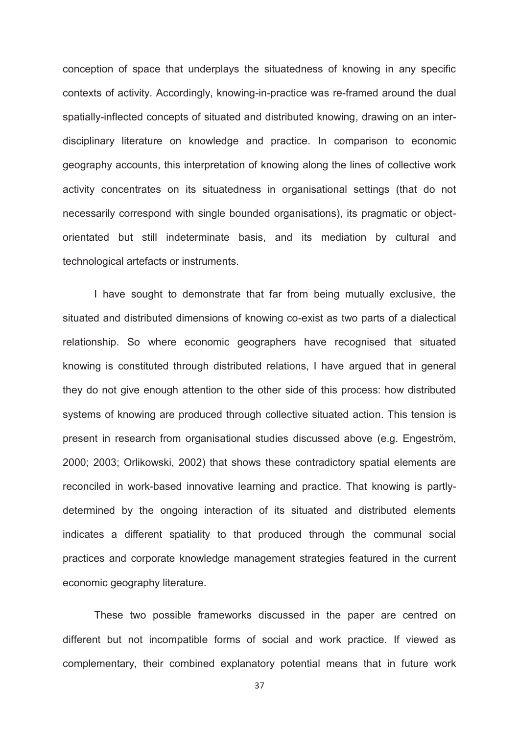conception of space that underplays the situatedness of knowing in any specific contexts of activity. Accordingly, knowing-in-practice was re-framed around the dual spatially-inflected concepts of situated and distributed knowing, drawing on an inter-disciplinary literature on knowledge and practice. In comparison to economic geography accounts, this interpretation of knowing along the lines of collective work activity concentrates on its situatedness in organisational settings (that do not necessarily correspond with single bounded organisations), its pragmatic or object-orientated but still indeterminate basis, and its mediation by cultural and technological artefacts or instruments.

I have sought to demonstrate that far from being mutually exclusive, the situated and distributed dimensions of knowing co-exist as two parts of a dialectical relationship. So where economic geographers have recognised that situated knowing is constituted through distributed relations, I have argued that in general they do not give enough attention to the other side of this process: how distributed systems of knowing are produced through collective situated action. This tension is present in research from organisational studies discussed above (e.g. Engeström, 2000; 2003; Orlikowski, 2002) that shows these contradictory spatial elements are reconciled in work-based innovative learning and practice. That knowing is partly-determined by the ongoing interaction of its situated and distributed elements indicates a different spatiality to that produced through the communal social practices and corporate knowledge management strategies featured in the current economic geography literature.

These two possible frameworks discussed in the paper are centred on different but not incompatible forms of social and work practice. If viewed as complementary, their combined explanatory potential means that in future work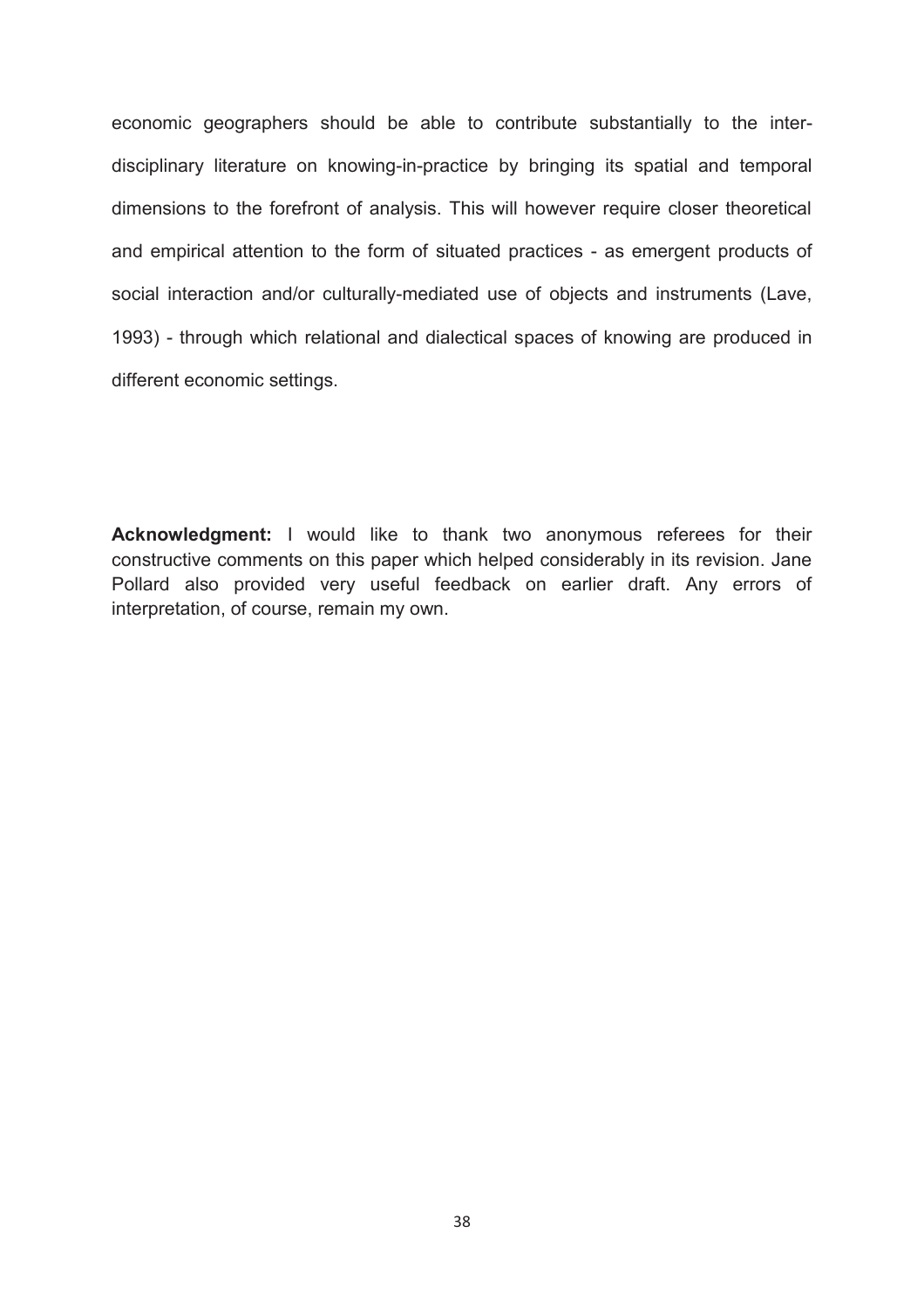economic geographers should be able to contribute substantially to the inter-disciplinary literature on knowing-in-practice by bringing its spatial and temporal dimensions to the forefront of analysis. This will however require closer theoretical and empirical attention to the form of situated practices - as emergent products of social interaction and/or culturally-mediated use of objects and instruments (Lave, 1993) - through which relational and dialectical spaces of knowing are produced in different economic settings.

**Acknowledgment:** I would like to thank two anonymous referees for their constructive comments on this paper which helped considerably in its revision. Jane Pollard also provided very useful feedback on earlier draft. Any errors of interpretation, of course, remain my own.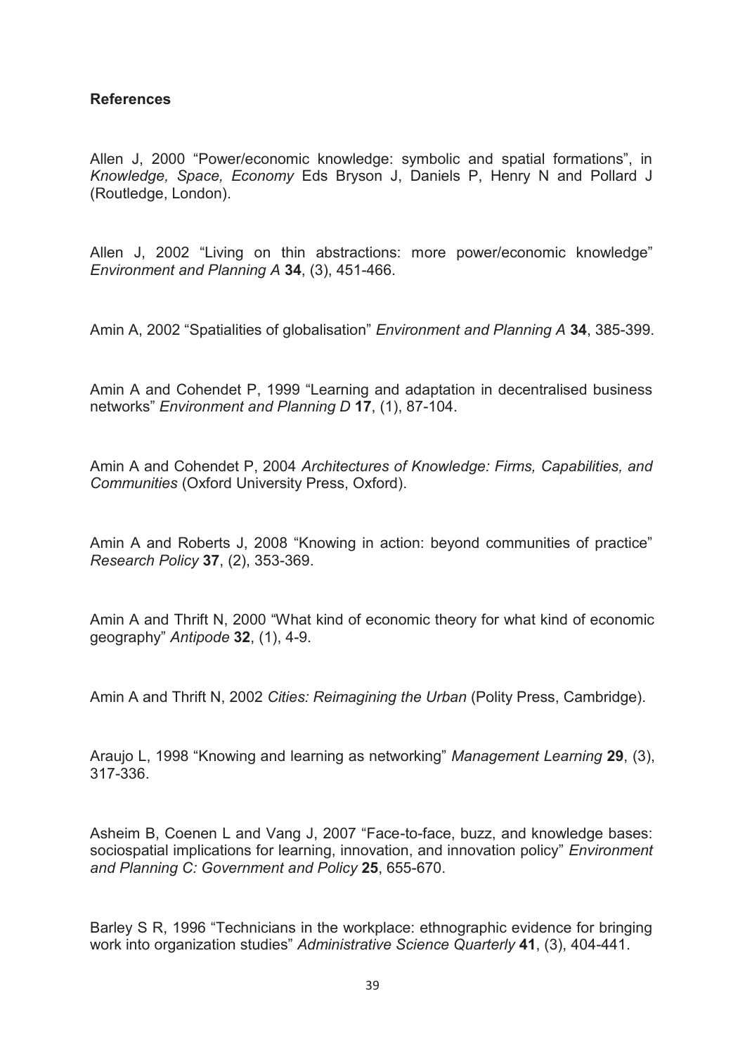**References**

Allen J, 2000 "Power/economic knowledge: symbolic and spatial formations", in *Knowledge, Space, Economy* Eds Bryson J, Daniels P, Henry N and Pollard J (Routledge, London).

Allen J, 2002 "Living on thin abstractions: more power/economic knowledge" *Environment and Planning A* **34**, (3), 451-466.

Amin A, 2002 "Spatialities of globalisation" *Environment and Planning A* **34**, 385-399.

Amin A and Cohendet P, 1999 "Learning and adaptation in decentralised business networks" *Environment and Planning D* **17**, (1), 87-104.

Amin A and Cohendet P, 2004 *Architectures of Knowledge: Firms, Capabilities, and Communities* (Oxford University Press, Oxford).

Amin A and Roberts J, 2008 "Knowing in action: beyond communities of practice" *Research Policy* **37**, (2), 353-369.

Amin A and Thrift N, 2000 "What kind of economic theory for what kind of economic geography" *Antipode* **32**, (1), 4-9.

Amin A and Thrift N, 2002 *Cities: Reimagining the Urban* (Polity Press, Cambridge).

Araujo L, 1998 "Knowing and learning as networking" *Management Learning* **29**, (3), 317-336.

Asheim B, Coenen L and Vang J, 2007 "Face-to-face, buzz, and knowledge bases: sociospatial implications for learning, innovation, and innovation policy" *Environment and Planning C: Government and Policy* **25**, 655-670.

Barley S R, 1996 "Technicians in the workplace: ethnographic evidence for bringing work into organization studies" *Administrative Science Quarterly* **41**, (3), 404-441.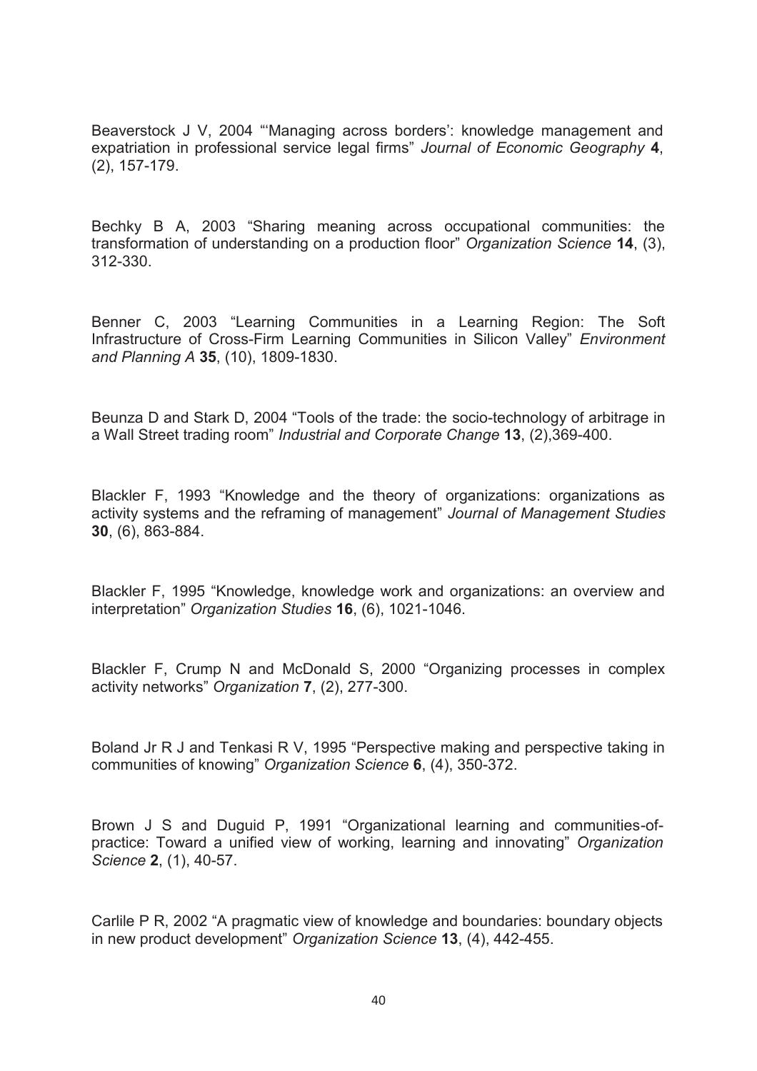Beaverstock J V, 2004 "'Managing across borders': knowledge management and expatriation in professional service legal firms" *Journal of Economic Geography* **4**, (2), 157-179.

Bechky B A, 2003 "Sharing meaning across occupational communities: the transformation of understanding on a production floor" *Organization Science* **14**, (3), 312-330.

Benner C, 2003 "Learning Communities in a Learning Region: The Soft Infrastructure of Cross-Firm Learning Communities in Silicon Valley" *Environment and Planning A* **35**, (10), 1809-1830.

Beunza D and Stark D, 2004 "Tools of the trade: the socio-technology of arbitrage in a Wall Street trading room" *Industrial and Corporate Change* **13**, (2),369-400.

Blackler F, 1993 "Knowledge and the theory of organizations: organizations as activity systems and the reframing of management" *Journal of Management Studies* **30**, (6), 863-884.

Blackler F, 1995 "Knowledge, knowledge work and organizations: an overview and interpretation" *Organization Studies* **16**, (6), 1021-1046.

Blackler F, Crump N and McDonald S, 2000 "Organizing processes in complex activity networks" *Organization* **7**, (2), 277-300.

Boland Jr R J and Tenkasi R V, 1995 "Perspective making and perspective taking in communities of knowing" *Organization Science* **6**, (4), 350-372.

Brown J S and Duguid P, 1991 "Organizational learning and communities-of-practice: Toward a unified view of working, learning and innovating" *Organization Science* **2**, (1), 40-57.

Carlile P R, 2002 "A pragmatic view of knowledge and boundaries: boundary objects in new product development" *Organization Science* **13**, (4), 442-455.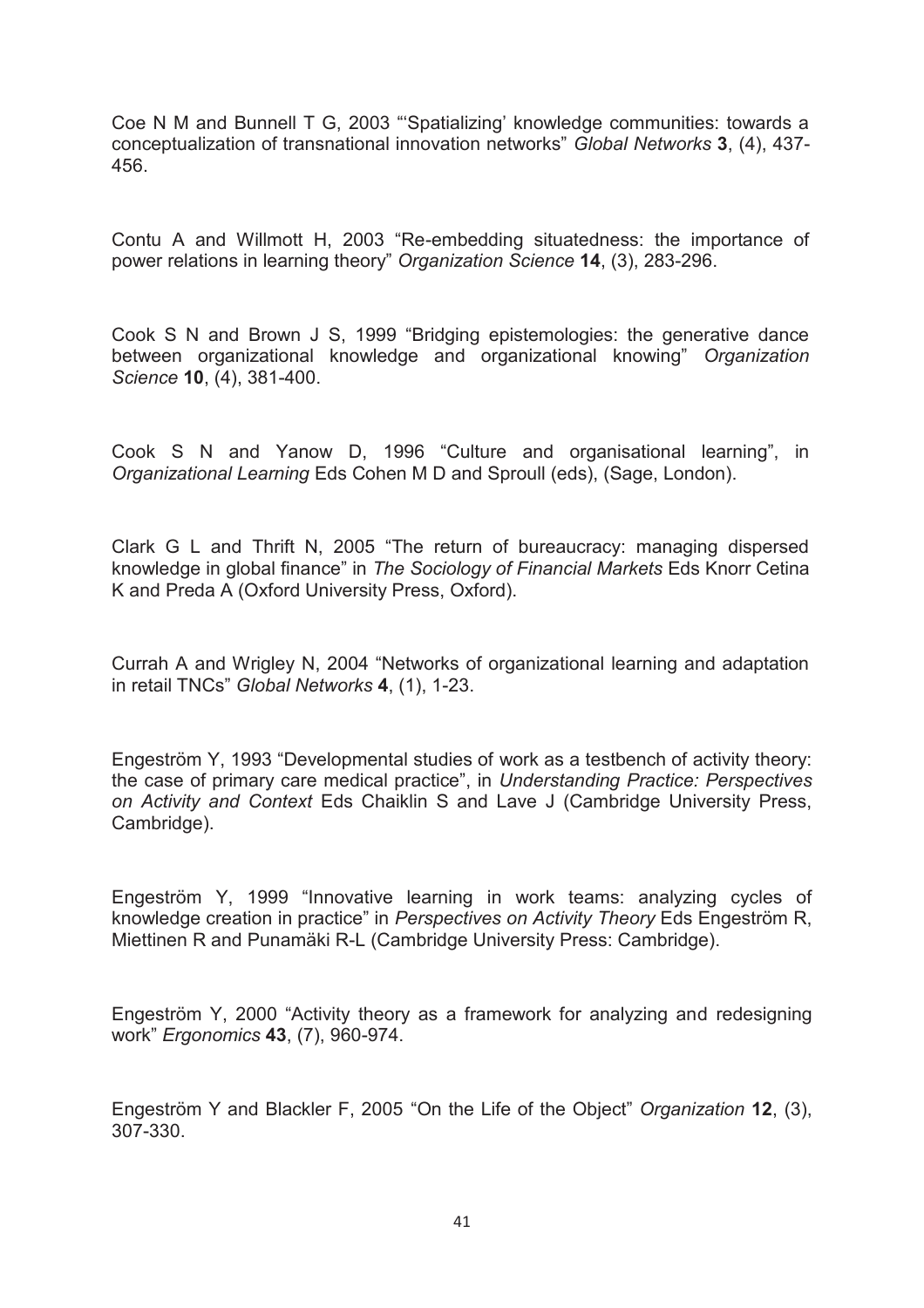Coe N M and Bunnell T G, 2003 "'Spatializing' knowledge communities: towards a conceptualization of transnational innovation networks" *Global Networks* **3**, (4), 437-456.

Contu A and Willmott H, 2003 "Re-embedding situatedness: the importance of power relations in learning theory" *Organization Science* **14**, (3), 283-296.

Cook S N and Brown J S, 1999 "Bridging epistemologies: the generative dance between organizational knowledge and organizational knowing" *Organization Science* **10**, (4), 381-400.

Cook S N and Yanow D, 1996 "Culture and organisational learning", in *Organizational Learning* Eds Cohen M D and Sproull (eds), (Sage, London).

Clark G L and Thrift N, 2005 "The return of bureaucracy: managing dispersed knowledge in global finance" in *The Sociology of Financial Markets* Eds Knorr Cetina K and Preda A (Oxford University Press, Oxford).

Currah A and Wrigley N, 2004 "Networks of organizational learning and adaptation in retail TNCs" *Global Networks* **4**, (1), 1-23.

Engeström Y, 1993 "Developmental studies of work as a testbench of activity theory: the case of primary care medical practice", in *Understanding Practice: Perspectives on Activity and Context* Eds Chaiklin S and Lave J (Cambridge University Press, Cambridge).

Engeström Y, 1999 "Innovative learning in work teams: analyzing cycles of knowledge creation in practice" in *Perspectives on Activity Theory* Eds Engeström R, Miettinen R and Punamäki R-L (Cambridge University Press: Cambridge).

Engeström Y, 2000 "Activity theory as a framework for analyzing and redesigning work" *Ergonomics* **43**, (7), 960-974.

Engeström Y and Blackler F, 2005 "On the Life of the Object" *Organization* **12**, (3), 307-330.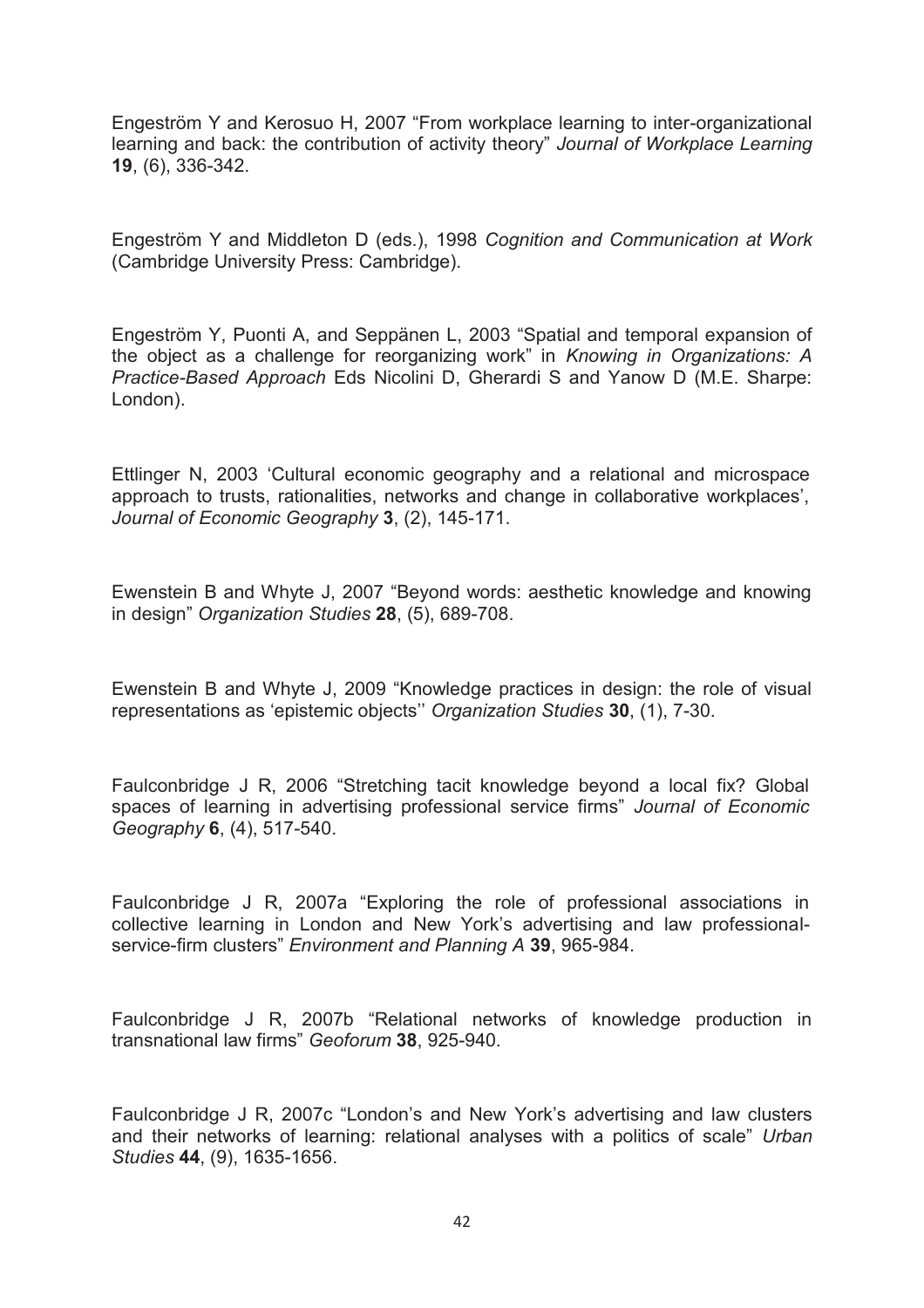Engeström Y and Kerosuo H, 2007 "From workplace learning to inter-organizational learning and back: the contribution of activity theory" *Journal of Workplace Learning* **19**, (6), 336-342.

Engeström Y and Middleton D (eds.), 1998 *Cognition and Communication at Work* (Cambridge University Press: Cambridge).

Engeström Y, Puonti A, and Seppänen L, 2003 "Spatial and temporal expansion of the object as a challenge for reorganizing work" in *Knowing in Organizations: A Practice-Based Approach* Eds Nicolini D, Gherardi S and Yanow D (M.E. Sharpe: London).

Ettlinger N, 2003 'Cultural economic geography and a relational and microspace approach to trusts, rationalities, networks and change in collaborative workplaces', *Journal of Economic Geography* **3**, (2), 145-171.

Ewenstein B and Whyte J, 2007 "Beyond words: aesthetic knowledge and knowing in design" *Organization Studies* **28**, (5), 689-708.

Ewenstein B and Whyte J, 2009 "Knowledge practices in design: the role of visual representations as 'epistemic objects'' *Organization Studies* **30**, (1), 7-30.

Faulconbridge J R, 2006 "Stretching tacit knowledge beyond a local fix? Global spaces of learning in advertising professional service firms" *Journal of Economic Geography* **6**, (4), 517-540.

Faulconbridge J R, 2007a "Exploring the role of professional associations in collective learning in London and New York's advertising and law professional-service-firm clusters" *Environment and Planning A* **39**, 965-984.

Faulconbridge J R, 2007b "Relational networks of knowledge production in transnational law firms" *Geoforum* **38**, 925-940.

Faulconbridge J R, 2007c "London's and New York's advertising and law clusters and their networks of learning: relational analyses with a politics of scale" *Urban Studies* **44**, (9), 1635-1656.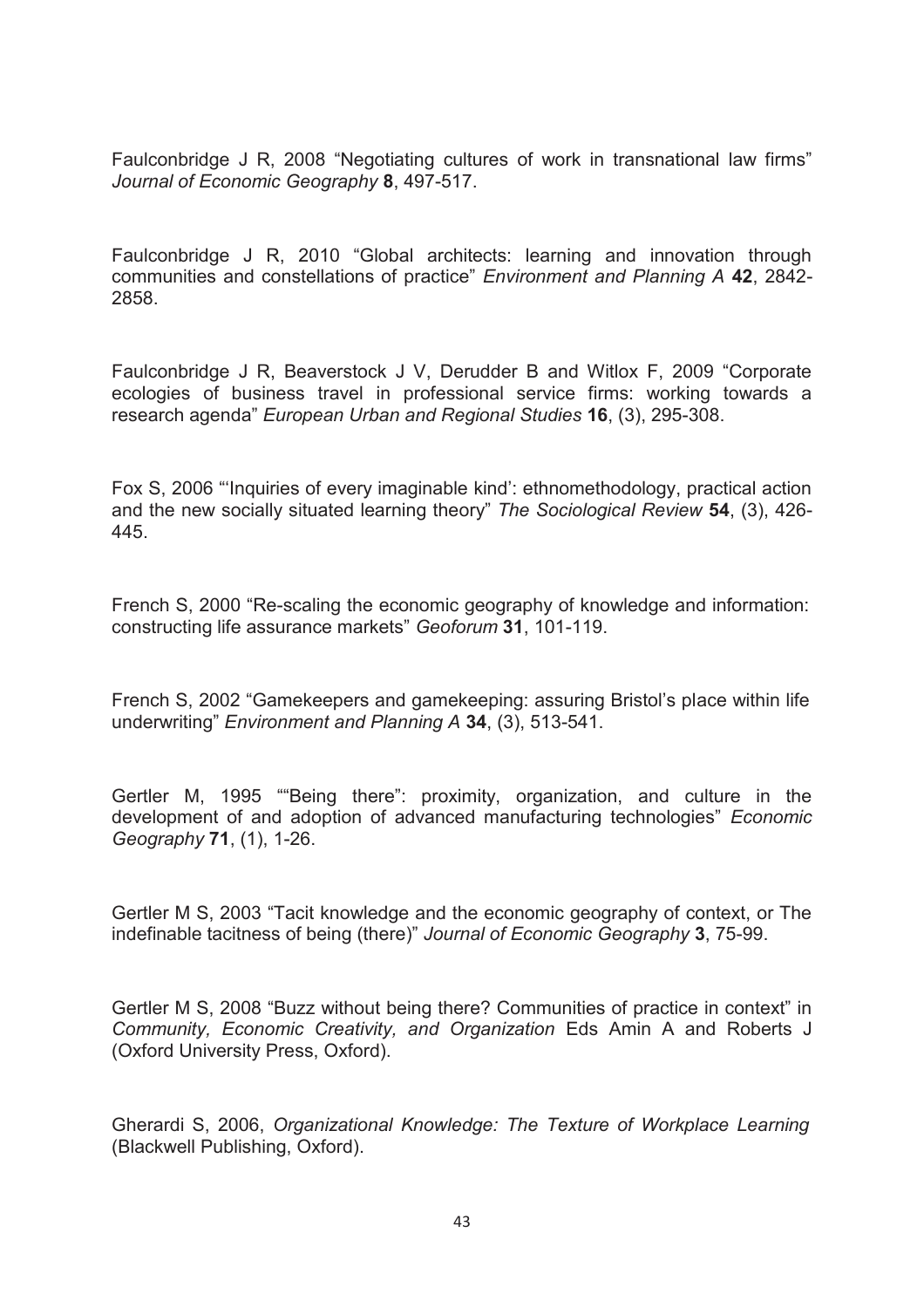Faulconbridge J R, 2008 "Negotiating cultures of work in transnational law firms" *Journal of Economic Geography* **8**, 497-517.

Faulconbridge J R, 2010 "Global architects: learning and innovation through communities and constellations of practice" *Environment and Planning A* **42**, 2842-2858.

Faulconbridge J R, Beaverstock J V, Derudder B and Witlox F, 2009 "Corporate ecologies of business travel in professional service firms: working towards a research agenda" *European Urban and Regional Studies* **16**, (3), 295-308.

Fox S, 2006 "'Inquiries of every imaginable kind': ethnomethodology, practical action and the new socially situated learning theory" *The Sociological Review* **54**, (3), 426-445.

French S, 2000 "Re-scaling the economic geography of knowledge and information: constructing life assurance markets" *Geoforum* **31**, 101-119.

French S, 2002 "Gamekeepers and gamekeeping: assuring Bristol's place within life underwriting" *Environment and Planning A* **34**, (3), 513-541.

Gertler M, 1995 ""Being there": proximity, organization, and culture in the development of and adoption of advanced manufacturing technologies" *Economic Geography* **71**, (1), 1-26.

Gertler M S, 2003 "Tacit knowledge and the economic geography of context, or The indefinable tacitness of being (there)" *Journal of Economic Geography* **3**, 75-99.

Gertler M S, 2008 "Buzz without being there? Communities of practice in context" in *Community, Economic Creativity, and Organization* Eds Amin A and Roberts J (Oxford University Press, Oxford).

Gherardi S, 2006, *Organizational Knowledge: The Texture of Workplace Learning* (Blackwell Publishing, Oxford).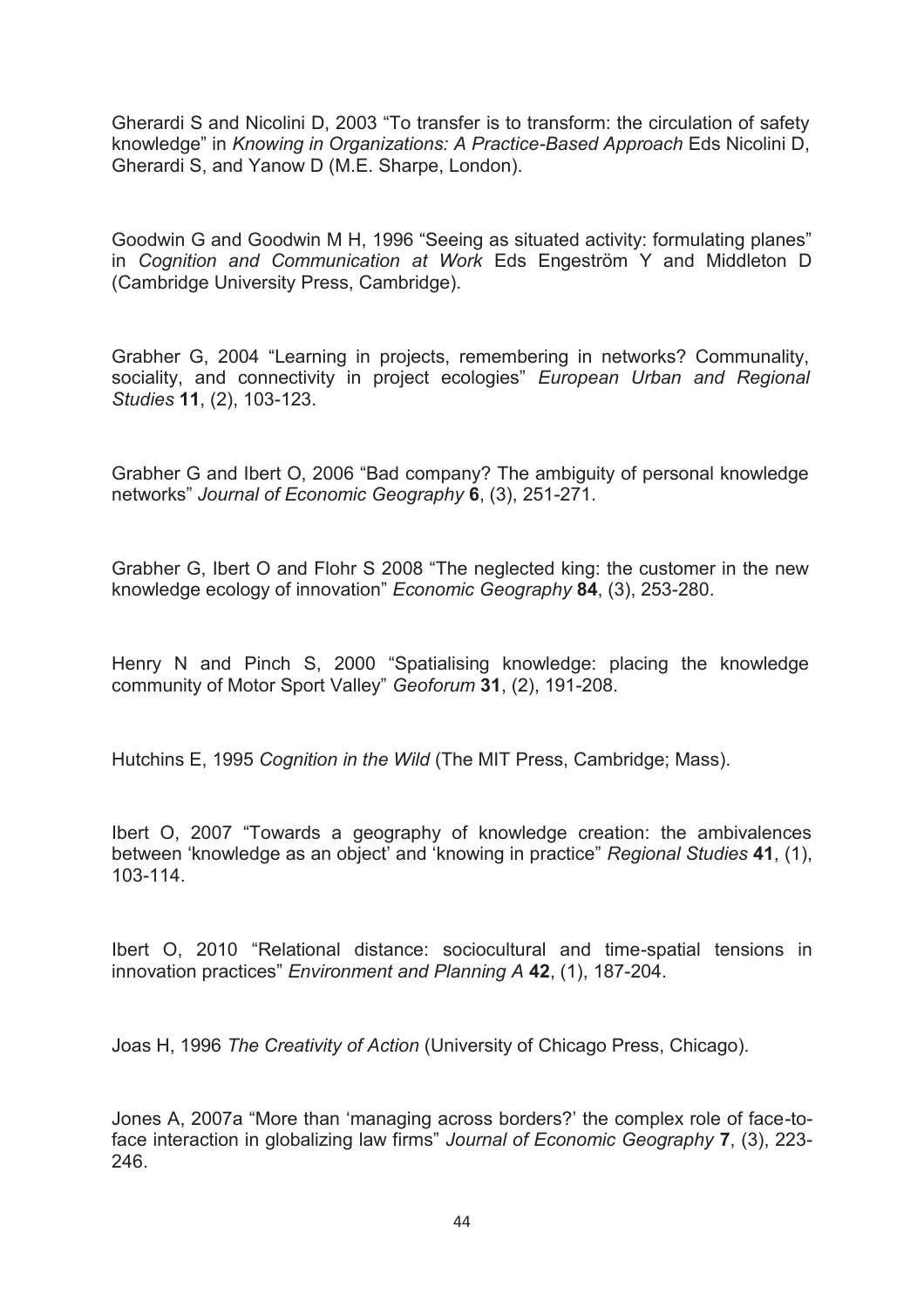Gherardi S and Nicolini D, 2003 "To transfer is to transform: the circulation of safety knowledge" in *Knowing in Organizations: A Practice-Based Approach* Eds Nicolini D, Gherardi S, and Yanow D (M.E. Sharpe, London).

Goodwin G and Goodwin M H, 1996 "Seeing as situated activity: formulating planes" in *Cognition and Communication at Work* Eds Engeström Y and Middleton D (Cambridge University Press, Cambridge).

Grabher G, 2004 "Learning in projects, remembering in networks? Communality, sociality, and connectivity in project ecologies" *European Urban and Regional Studies* **11**, (2), 103-123.

Grabher G and Ibert O, 2006 "Bad company? The ambiguity of personal knowledge networks" *Journal of Economic Geography* **6**, (3), 251-271.

Grabher G, Ibert O and Flohr S 2008 "The neglected king: the customer in the new knowledge ecology of innovation" *Economic Geography* **84**, (3), 253-280.

Henry N and Pinch S, 2000 "Spatialising knowledge: placing the knowledge community of Motor Sport Valley" *Geoforum* **31**, (2), 191-208.

Hutchins E, 1995 *Cognition in the Wild* (The MIT Press, Cambridge; Mass).

Ibert O, 2007 "Towards a geography of knowledge creation: the ambivalences between 'knowledge as an object' and 'knowing in practice" *Regional Studies* **41**, (1), 103-114.

Ibert O, 2010 "Relational distance: sociocultural and time-spatial tensions in innovation practices" *Environment and Planning A* **42**, (1), 187-204.

Joas H, 1996 *The Creativity of Action* (University of Chicago Press, Chicago).

Jones A, 2007a "More than 'managing across borders?' the complex role of face-to-face interaction in globalizing law firms" *Journal of Economic Geography* **7**, (3), 223-246.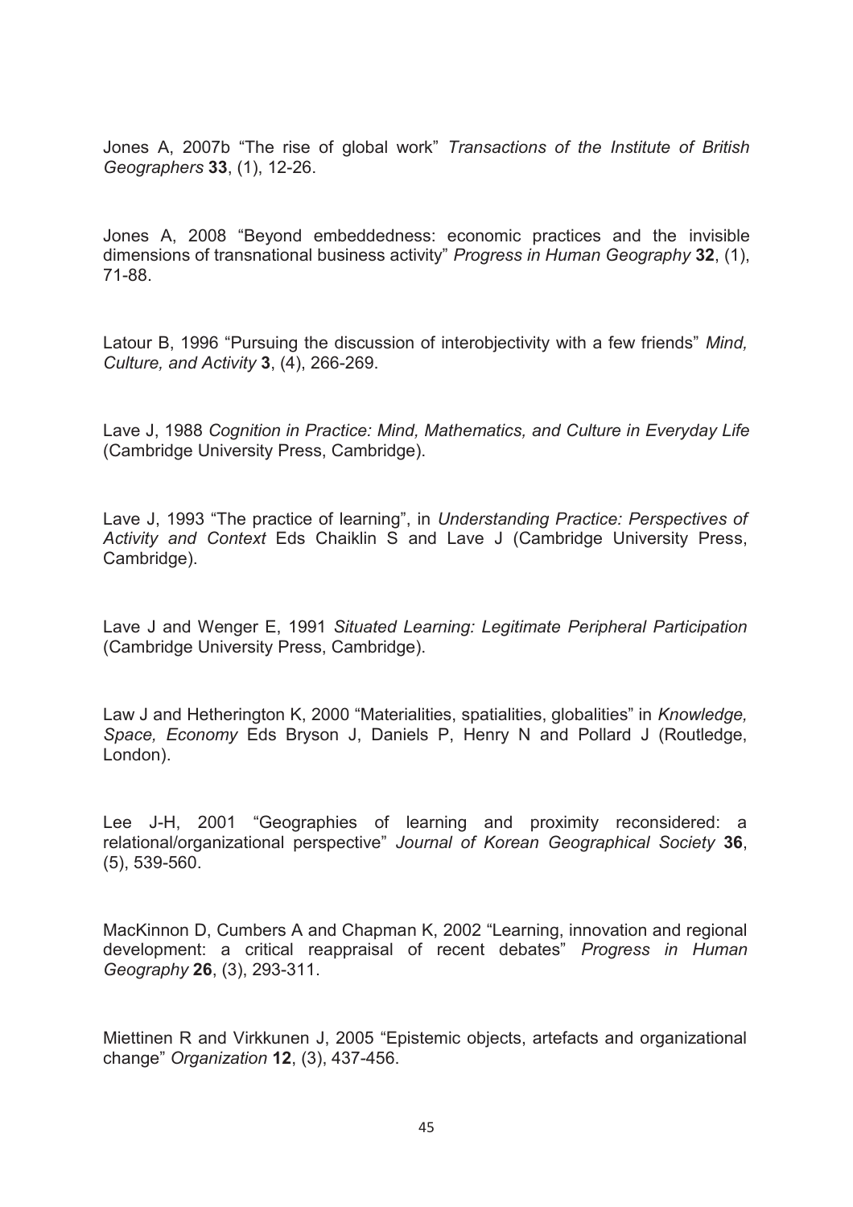Jones A, 2007b "The rise of global work" *Transactions of the Institute of British Geographers* **33**, (1), 12-26.

Jones A, 2008 "Beyond embeddedness: economic practices and the invisible dimensions of transnational business activity" *Progress in Human Geography* **32**, (1), 71-88.

Latour B, 1996 "Pursuing the discussion of interobjectivity with a few friends" *Mind, Culture, and Activity* **3**, (4), 266-269.

Lave J, 1988 *Cognition in Practice: Mind, Mathematics, and Culture in Everyday Life* (Cambridge University Press, Cambridge).

Lave J, 1993 "The practice of learning", in *Understanding Practice: Perspectives of Activity and Context* Eds Chaiklin S and Lave J (Cambridge University Press, Cambridge).

Lave J and Wenger E, 1991 *Situated Learning: Legitimate Peripheral Participation* (Cambridge University Press, Cambridge).

Law J and Hetherington K, 2000 "Materialities, spatialities, globalities" in *Knowledge, Space, Economy* Eds Bryson J, Daniels P, Henry N and Pollard J (Routledge, London).

Lee J-H, 2001 "Geographies of learning and proximity reconsidered: a relational/organizational perspective" *Journal of Korean Geographical Society* **36**, (5), 539-560.

MacKinnon D, Cumbers A and Chapman K, 2002 "Learning, innovation and regional development: a critical reappraisal of recent debates" *Progress in Human Geography* **26**, (3), 293-311.

Miettinen R and Virkkunen J, 2005 "Epistemic objects, artefacts and organizational change" *Organization* **12**, (3), 437-456.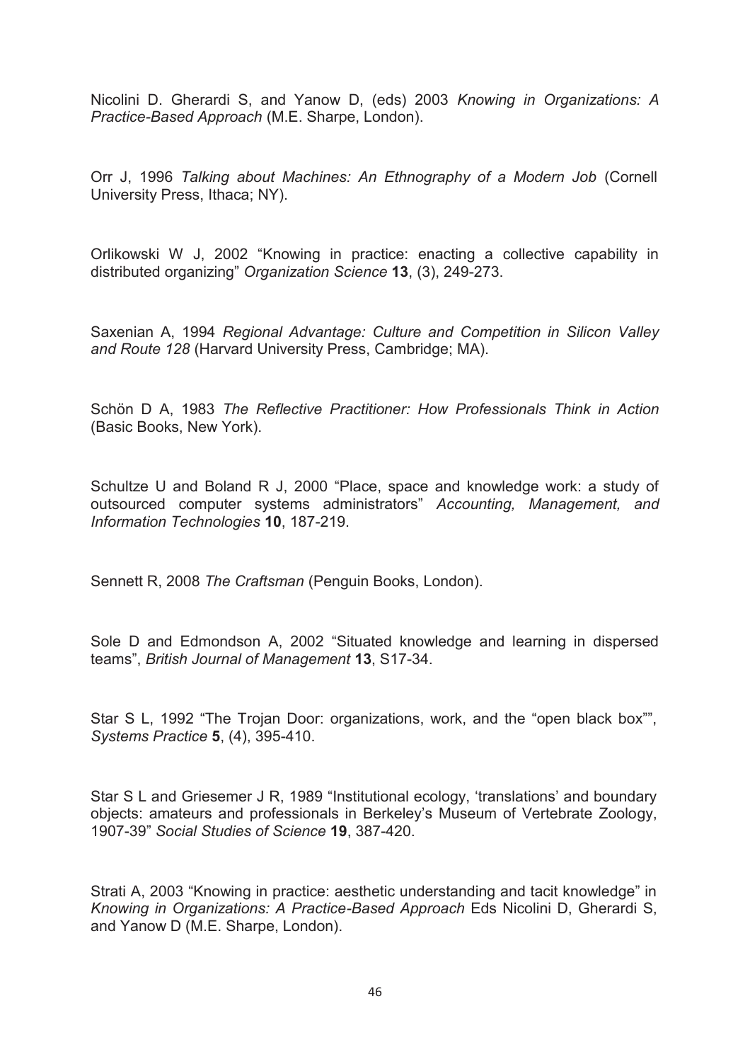Nicolini D. Gherardi S, and Yanow D, (eds) 2003 *Knowing in Organizations: A Practice-Based Approach* (M.E. Sharpe, London).

Orr J, 1996 *Talking about Machines: An Ethnography of a Modern Job* (Cornell University Press, Ithaca; NY).

Orlikowski W J, 2002 "Knowing in practice: enacting a collective capability in distributed organizing" *Organization Science* **13**, (3), 249-273.

Saxenian A, 1994 *Regional Advantage: Culture and Competition in Silicon Valley and Route 128* (Harvard University Press, Cambridge; MA).

Schön D A, 1983 *The Reflective Practitioner: How Professionals Think in Action* (Basic Books, New York).

Schultze U and Boland R J, 2000 "Place, space and knowledge work: a study of outsourced computer systems administrators" *Accounting, Management, and Information Technologies* **10**, 187-219.

Sennett R, 2008 *The Craftsman* (Penguin Books, London).

Sole D and Edmondson A, 2002 "Situated knowledge and learning in dispersed teams", *British Journal of Management* **13**, S17-34.

Star S L, 1992 "The Trojan Door: organizations, work, and the "open black box"", *Systems Practice* **5**, (4), 395-410.

Star S L and Griesemer J R, 1989 "Institutional ecology, 'translations' and boundary objects: amateurs and professionals in Berkeley's Museum of Vertebrate Zoology, 1907-39" *Social Studies of Science* **19**, 387-420.

Strati A, 2003 "Knowing in practice: aesthetic understanding and tacit knowledge" in *Knowing in Organizations: A Practice-Based Approach* Eds Nicolini D, Gherardi S, and Yanow D (M.E. Sharpe, London).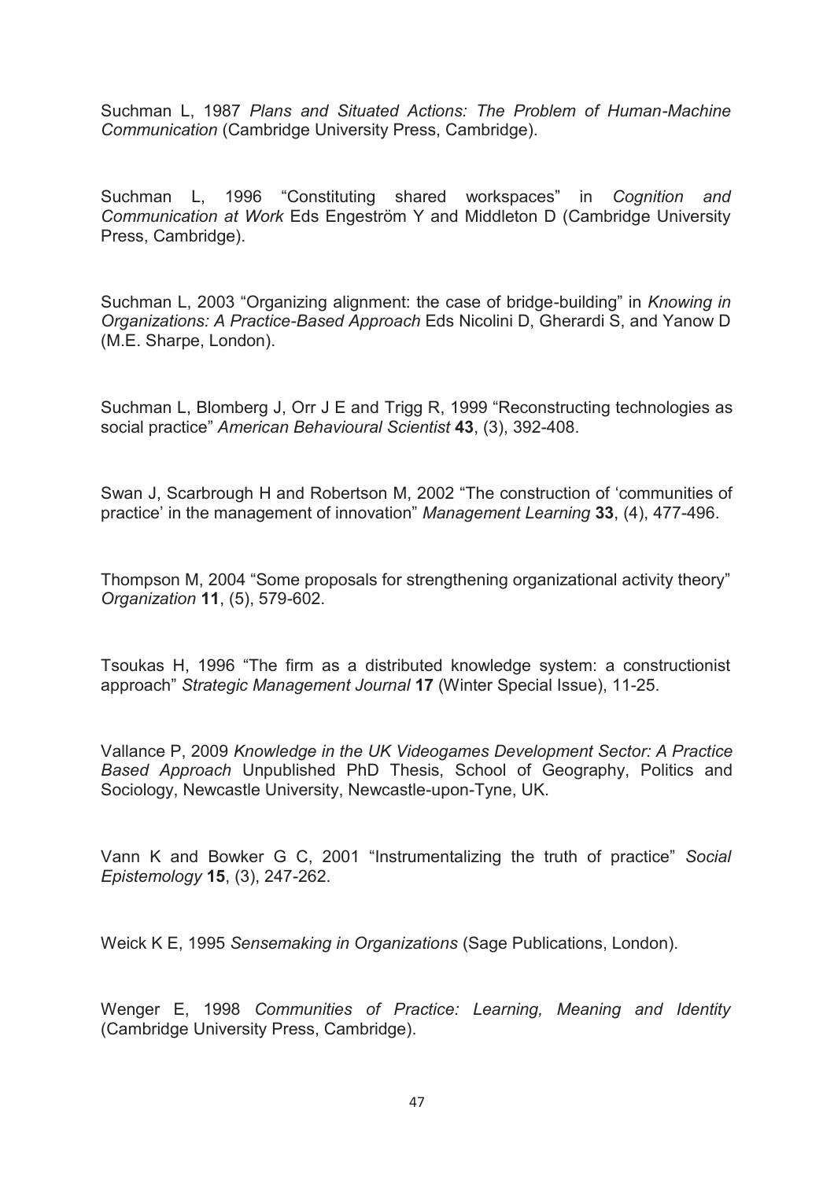Suchman L, 1987 *Plans and Situated Actions: The Problem of Human-Machine Communication* (Cambridge University Press, Cambridge).

Suchman L, 1996 "Constituting shared workspaces" in *Cognition and Communication at Work* Eds Engeström Y and Middleton D (Cambridge University Press, Cambridge).

Suchman L, 2003 "Organizing alignment: the case of bridge-building" in *Knowing in Organizations: A Practice-Based Approach* Eds Nicolini D, Gherardi S, and Yanow D (M.E. Sharpe, London).

Suchman L, Blomberg J, Orr J E and Trigg R, 1999 "Reconstructing technologies as social practice" *American Behavioural Scientist* **43**, (3), 392-408.

Swan J, Scarbrough H and Robertson M, 2002 "The construction of 'communities of practice' in the management of innovation" *Management Learning* **33**, (4), 477-496.

Thompson M, 2004 "Some proposals for strengthening organizational activity theory" *Organization* **11**, (5), 579-602.

Tsoukas H, 1996 "The firm as a distributed knowledge system: a constructionist approach" *Strategic Management Journal* **17** (Winter Special Issue), 11-25.

Vallance P, 2009 *Knowledge in the UK Videogames Development Sector: A Practice Based Approach* Unpublished PhD Thesis, School of Geography, Politics and Sociology, Newcastle University, Newcastle-upon-Tyne, UK.

Vann K and Bowker G C, 2001 "Instrumentalizing the truth of practice" *Social Epistemology* **15**, (3), 247-262.

Weick K E, 1995 *Sensemaking in Organizations* (Sage Publications, London).

Wenger E, 1998 *Communities of Practice: Learning, Meaning and Identity* (Cambridge University Press, Cambridge).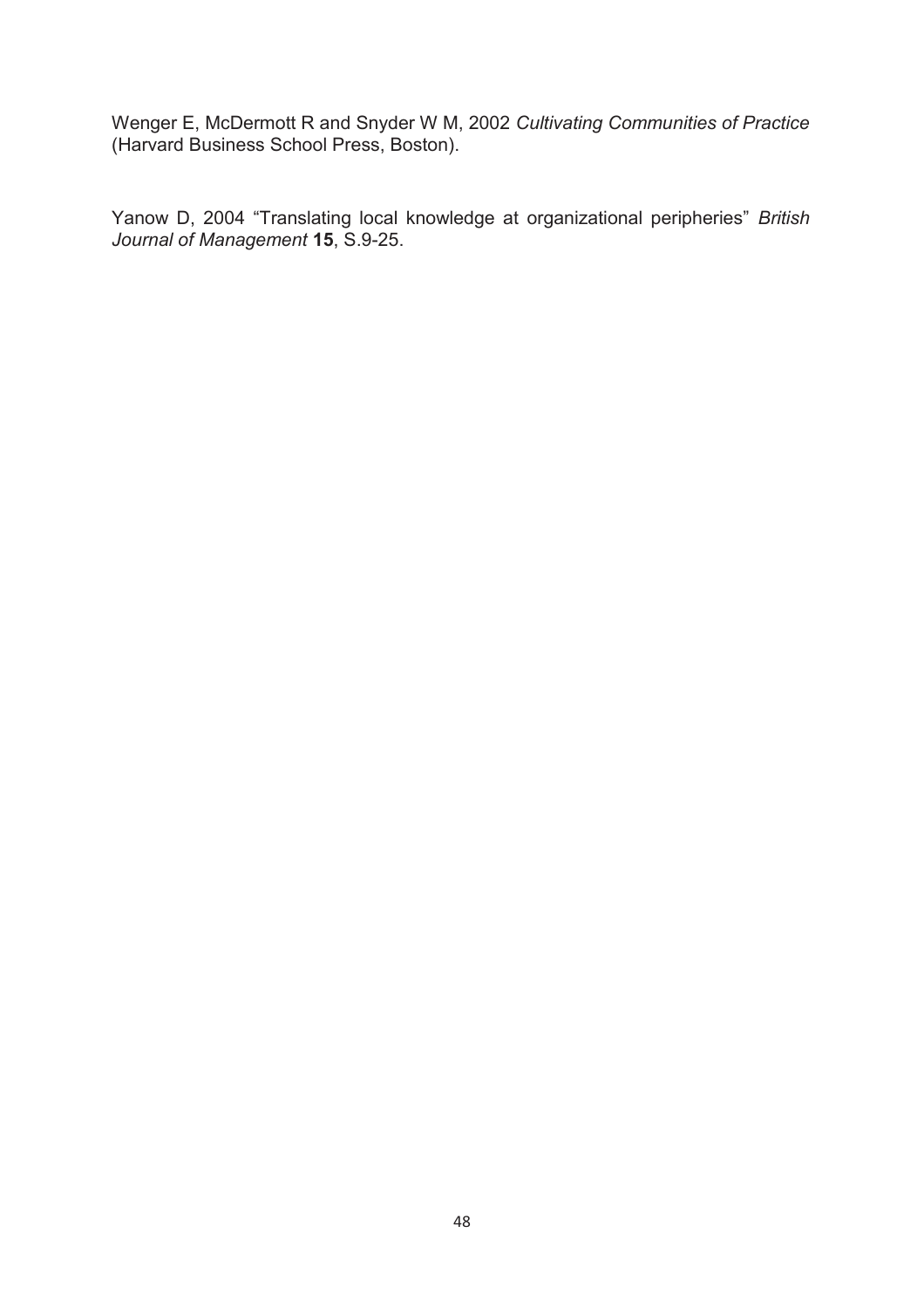Wenger E, McDermott R and Snyder W M, 2002 *Cultivating Communities of Practice* (Harvard Business School Press, Boston).

Yanow D, 2004 "Translating local knowledge at organizational peripheries" *British Journal of Management* **15**, S.9-25.